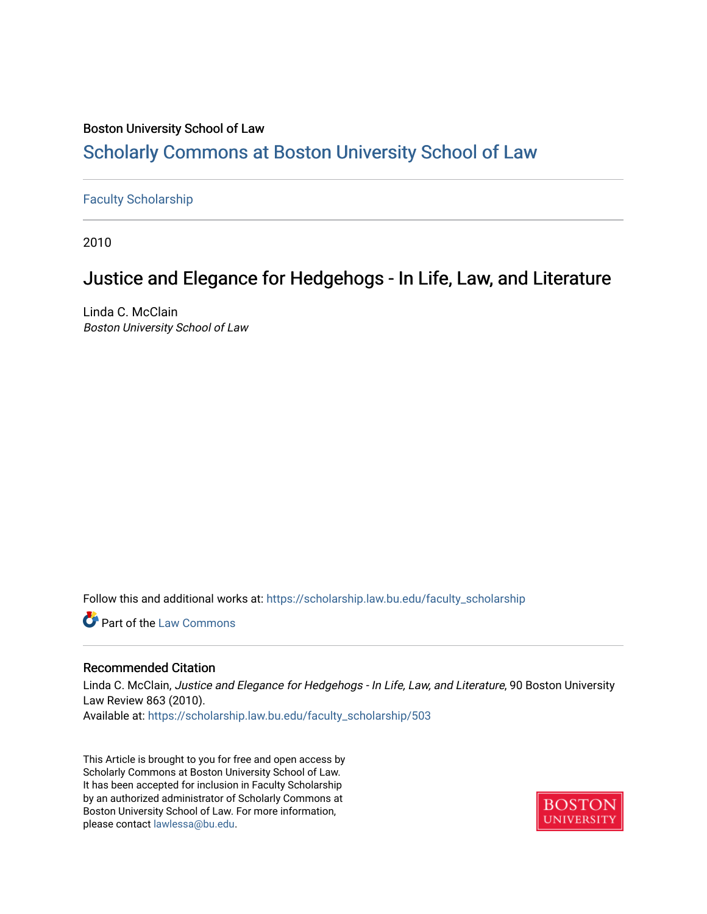Boston University School of Law

# Scholarly Commons at Boston University School of Law

Faculty Scholarship

2010

## Justice and Elegance for Hedgehogs - In Life, Law, and Literature

Linda C. McClain

*Boston University School of Law*

Follow this and additional works at: https://scholarship.law.bu.edu/faculty_scholarship

Part of the Law Commons

### Recommended Citation

Linda C. McClain, *Justice and Elegance for Hedgehogs - In Life, Law, and Literature*, 90 Boston University Law Review 863 (2010).

Available at: https://scholarship.law.bu.edu/faculty_scholarship/503

This Article is brought to you for free and open access by Scholarly Commons at Boston University School of Law. It has been accepted for inclusion in Faculty Scholarship by an authorized administrator of Scholarly Commons at Boston University School of Law. For more information, please contact lawlessa@bu.edu.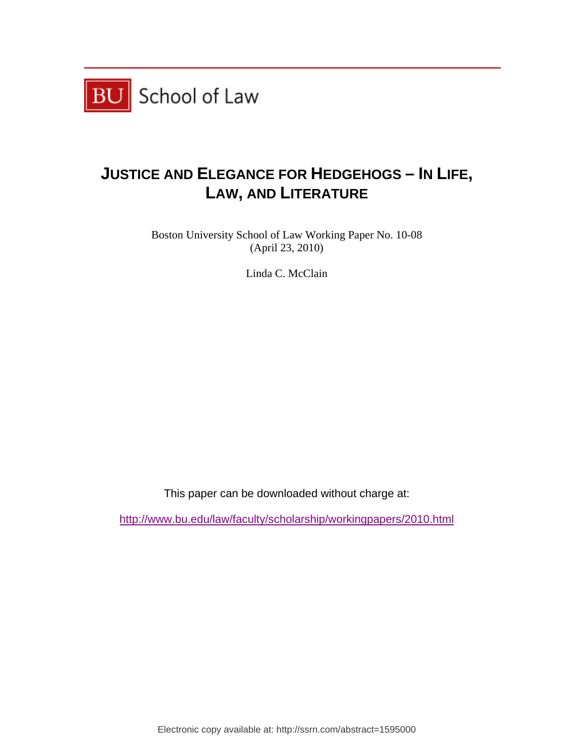BU School of Law

# JUSTICE AND ELEGANCE FOR HEDGEHOGS – IN LIFE, LAW, AND LITERATURE

Boston University School of Law Working Paper No. 10-08
(April 23, 2010)

Linda C. McClain

This paper can be downloaded without charge at:

http://www.bu.edu/law/faculty/scholarship/workingpapers/2010.html

Electronic copy available at: http://ssrn.com/abstract=1595000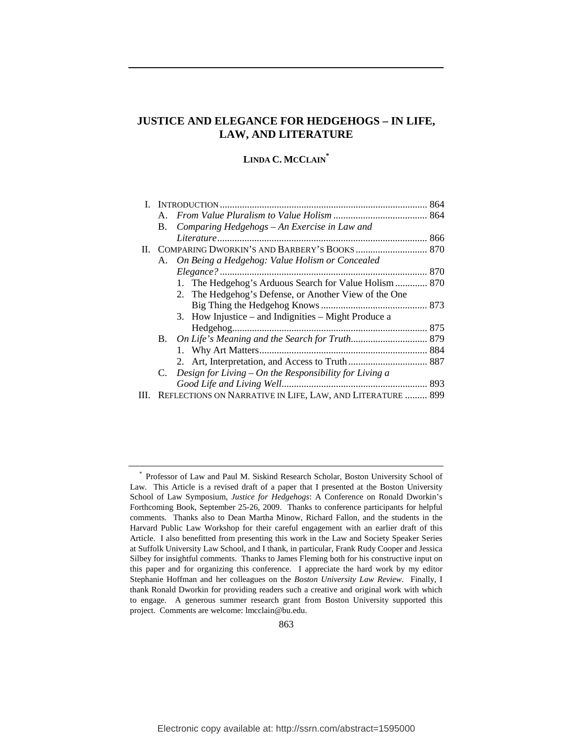# JUSTICE AND ELEGANCE FOR HEDGEHOGS – IN LIFE, LAW, AND LITERATURE

LINDA C. MCCLAIN*

I. INTRODUCTION .................................................................................... 864
   A. *From Value Pluralism to Value Holism* ...................................... 864
   B. *Comparing Hedgehogs – An Exercise in Law and Literature* ..................................................................................... 866
II. COMPARING DWORKIN'S AND BARBERY'S BOOKS ............................. 870
   A. *On Being a Hedgehog: Value Holism or Concealed Elegance?* ................................................................................... 870
      1. The Hedgehog's Arduous Search for Value Holism ............. 870
      2. The Hedgehog's Defense, or Another View of the One Big Thing the Hedgehog Knows ........................................... 873
      3. How Injustice – and Indignities – Might Produce a Hedgehog............................................................................... 875
   B. *On Life's Meaning and the Search for Truth*............................... 879
      1. Why Art Matters.................................................................... 884
      2. Art, Interpretation, and Access to Truth ................................ 887
   C. *Design for Living – On the Responsibility for Living a Good Life and Living Well*........................................................... 893
III. REFLECTIONS ON NARRATIVE IN LIFE, LAW, AND LITERATURE ......... 899

\* Professor of Law and Paul M. Siskind Research Scholar, Boston University School of Law. This Article is a revised draft of a paper that I presented at the Boston University School of Law Symposium, *Justice for Hedgehogs*: A Conference on Ronald Dworkin's Forthcoming Book, September 25-26, 2009. Thanks to conference participants for helpful comments. Thanks also to Dean Martha Minow, Richard Fallon, and the students in the Harvard Public Law Workshop for their careful engagement with an earlier draft of this Article. I also benefitted from presenting this work in the Law and Society Speaker Series at Suffolk University Law School, and I thank, in particular, Frank Rudy Cooper and Jessica Silbey for insightful comments. Thanks to James Fleming both for his constructive input on this paper and for organizing this conference. I appreciate the hard work by my editor Stephanie Hoffman and her colleagues on the *Boston University Law Review*. Finally, I thank Ronald Dworkin for providing readers such a creative and original work with which to engage. A generous summer research grant from Boston University supported this project. Comments are welcome: lmcclain@bu.edu.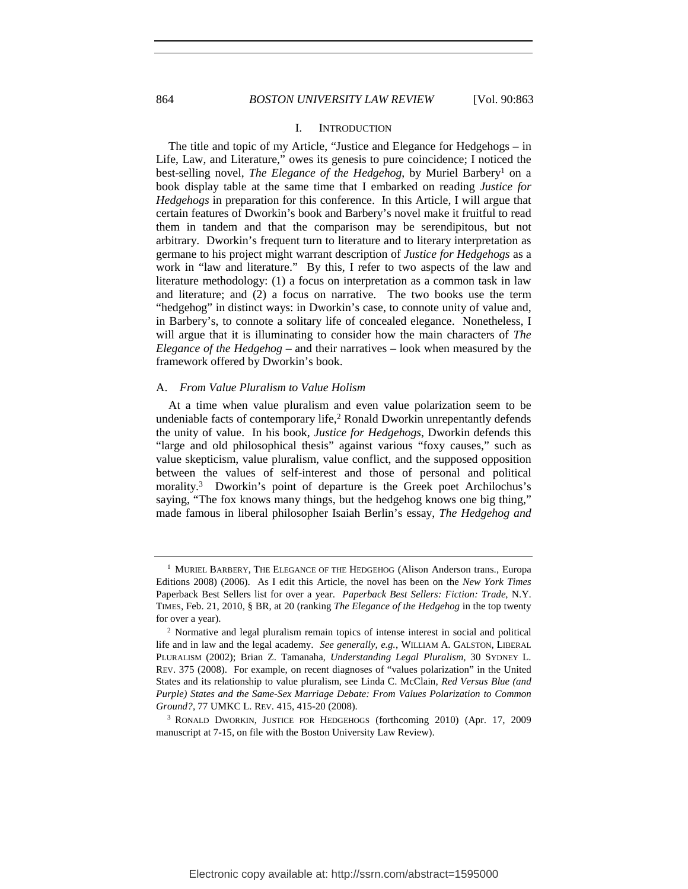## I. INTRODUCTION

The title and topic of my Article, "Justice and Elegance for Hedgehogs – in Life, Law, and Literature," owes its genesis to pure coincidence; I noticed the best-selling novel, *The Elegance of the Hedgehog*, by Muriel Barbery[1] on a book display table at the same time that I embarked on reading *Justice for Hedgehogs* in preparation for this conference. In this Article, I will argue that certain features of Dworkin's book and Barbery's novel make it fruitful to read them in tandem and that the comparison may be serendipitous, but not arbitrary. Dworkin's frequent turn to literature and to literary interpretation as germane to his project might warrant description of *Justice for Hedgehogs* as a work in "law and literature." By this, I refer to two aspects of the law and literature methodology: (1) a focus on interpretation as a common task in law and literature; and (2) a focus on narrative. The two books use the term "hedgehog" in distinct ways: in Dworkin's case, to connote unity of value and, in Barbery's, to connote a solitary life of concealed elegance. Nonetheless, I will argue that it is illuminating to consider how the main characters of *The Elegance of the Hedgehog* – and their narratives – look when measured by the framework offered by Dworkin's book.

### A. *From Value Pluralism to Value Holism*

At a time when value pluralism and even value polarization seem to be undeniable facts of contemporary life,[2] Ronald Dworkin unrepentantly defends the unity of value. In his book, *Justice for Hedgehogs*, Dworkin defends this "large and old philosophical thesis" against various "foxy causes," such as value skepticism, value pluralism, value conflict, and the supposed opposition between the values of self-interest and those of personal and political morality.[3] Dworkin's point of departure is the Greek poet Archilochus's saying, "The fox knows many things, but the hedgehog knows one big thing," made famous in liberal philosopher Isaiah Berlin's essay, *The Hedgehog and*

---

[1] MURIEL BARBERY, THE ELEGANCE OF THE HEDGEHOG (Alison Anderson trans., Europa Editions 2008) (2006). As I edit this Article, the novel has been on the *New York Times* Paperback Best Sellers list for over a year. *Paperback Best Sellers: Fiction: Trade*, N.Y. TIMES, Feb. 21, 2010, § BR, at 20 (ranking *The Elegance of the Hedgehog* in the top twenty for over a year).

[2] Normative and legal pluralism remain topics of intense interest in social and political life and in law and the legal academy. *See generally, e.g.*, WILLIAM A. GALSTON, LIBERAL PLURALISM (2002); Brian Z. Tamanaha, *Understanding Legal Pluralism*, 30 SYDNEY L. REV. 375 (2008). For example, on recent diagnoses of "values polarization" in the United States and its relationship to value pluralism, see Linda C. McClain, *Red Versus Blue (and Purple) States and the Same-Sex Marriage Debate: From Values Polarization to Common Ground?*, 77 UMKC L. REV. 415, 415-20 (2008).

[3] RONALD DWORKIN, JUSTICE FOR HEDGEHOGS (forthcoming 2010) (Apr. 17, 2009 manuscript at 7-15, on file with the Boston University Law Review).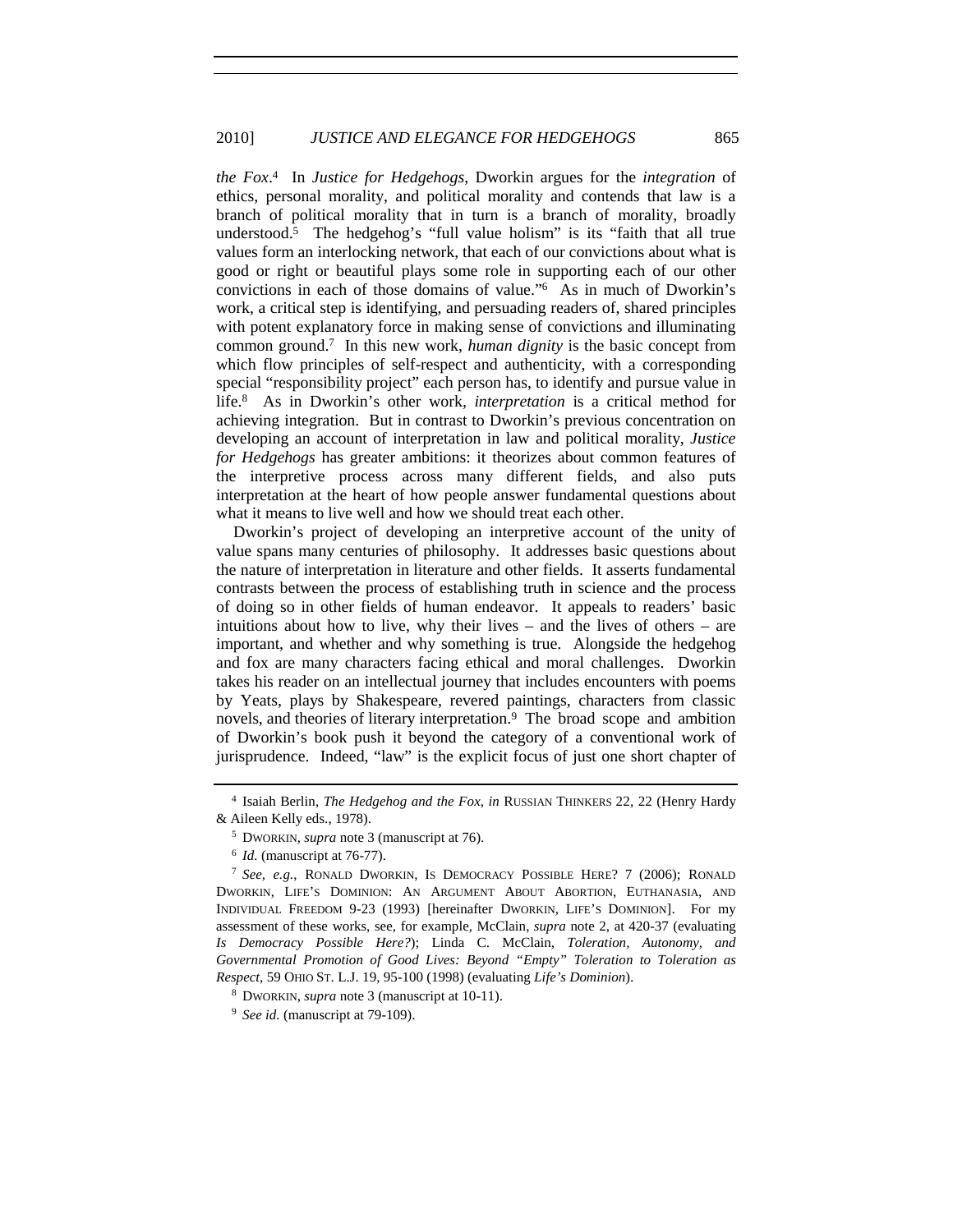*the Fox*.[4] In *Justice for Hedgehogs*, Dworkin argues for the *integration* of ethics, personal morality, and political morality and contends that law is a branch of political morality that in turn is a branch of morality, broadly understood.[5] The hedgehog's "full value holism" is its "faith that all true values form an interlocking network, that each of our convictions about what is good or right or beautiful plays some role in supporting each of our other convictions in each of those domains of value."[6] As in much of Dworkin's work, a critical step is identifying, and persuading readers of, shared principles with potent explanatory force in making sense of convictions and illuminating common ground.[7] In this new work, *human dignity* is the basic concept from which flow principles of self-respect and authenticity, with a corresponding special "responsibility project" each person has, to identify and pursue value in life.[8] As in Dworkin's other work, *interpretation* is a critical method for achieving integration. But in contrast to Dworkin's previous concentration on developing an account of interpretation in law and political morality, *Justice for Hedgehogs* has greater ambitions: it theorizes about common features of the interpretive process across many different fields, and also puts interpretation at the heart of how people answer fundamental questions about what it means to live well and how we should treat each other.

Dworkin's project of developing an interpretive account of the unity of value spans many centuries of philosophy. It addresses basic questions about the nature of interpretation in literature and other fields. It asserts fundamental contrasts between the process of establishing truth in science and the process of doing so in other fields of human endeavor. It appeals to readers' basic intuitions about how to live, why their lives – and the lives of others – are important, and whether and why something is true. Alongside the hedgehog and fox are many characters facing ethical and moral challenges. Dworkin takes his reader on an intellectual journey that includes encounters with poems by Yeats, plays by Shakespeare, revered paintings, characters from classic novels, and theories of literary interpretation.[9] The broad scope and ambition of Dworkin's book push it beyond the category of a conventional work of jurisprudence. Indeed, "law" is the explicit focus of just one short chapter of

---

[4] Isaiah Berlin, *The Hedgehog and the Fox*, *in* RUSSIAN THINKERS 22, 22 (Henry Hardy & Aileen Kelly eds., 1978).

[5] DWORKIN, *supra* note 3 (manuscript at 76).

[6] *Id.* (manuscript at 76-77).

[7] *See, e.g.*, RONALD DWORKIN, IS DEMOCRACY POSSIBLE HERE? 7 (2006); RONALD DWORKIN, LIFE'S DOMINION: AN ARGUMENT ABOUT ABORTION, EUTHANASIA, AND INDIVIDUAL FREEDOM 9-23 (1993) [hereinafter DWORKIN, LIFE'S DOMINION]. For my assessment of these works, see, for example, McClain, *supra* note 2, at 420-37 (evaluating *Is Democracy Possible Here?*); Linda C. McClain, *Toleration, Autonomy, and Governmental Promotion of Good Lives: Beyond "Empty" Toleration to Toleration as Respect*, 59 OHIO ST. L.J. 19, 95-100 (1998) (evaluating *Life's Dominion*).

[8] DWORKIN, *supra* note 3 (manuscript at 10-11).

[9] *See id.* (manuscript at 79-109).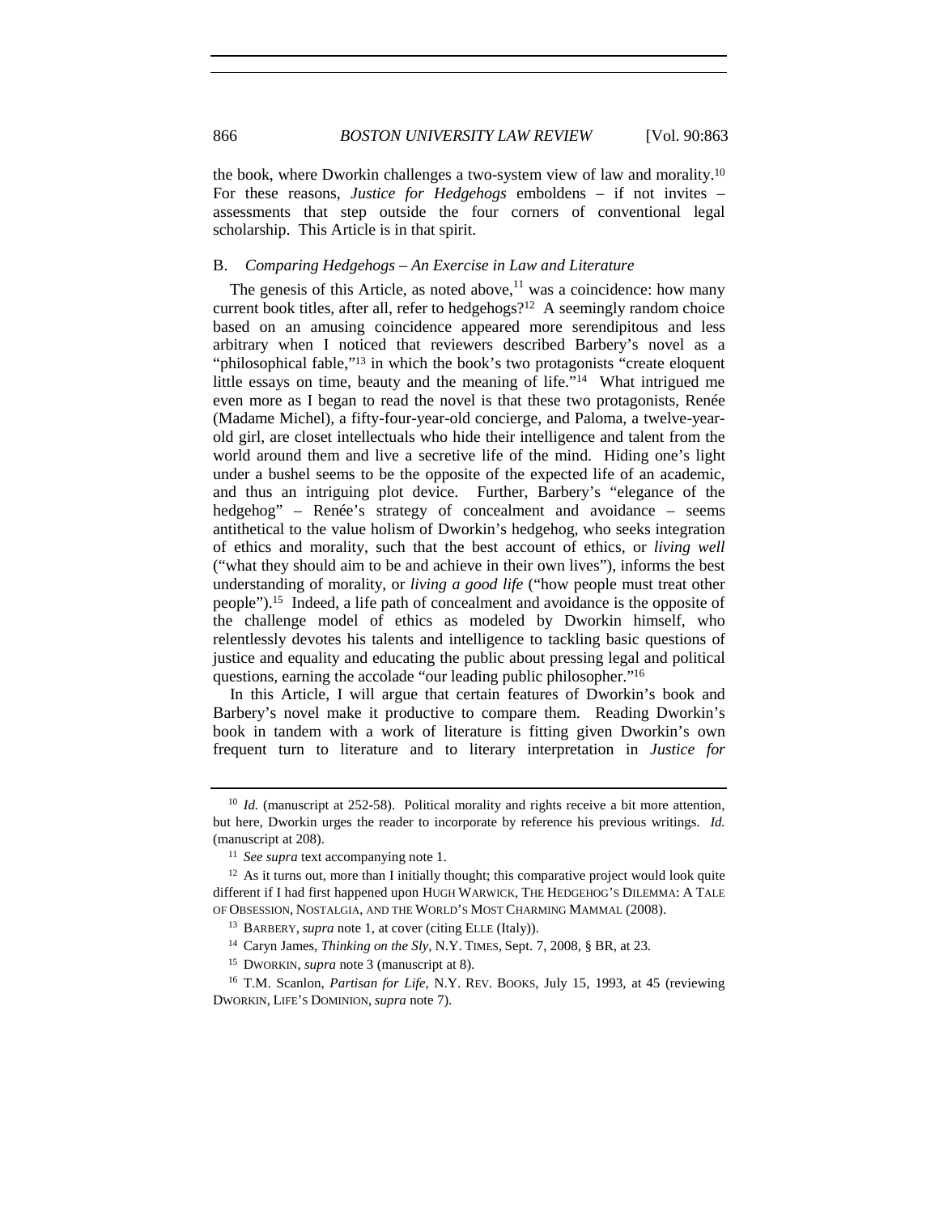the book, where Dworkin challenges a two-system view of law and morality.[10] For these reasons, *Justice for Hedgehogs* emboldens – if not invites – assessments that step outside the four corners of conventional legal scholarship. This Article is in that spirit.

### B. *Comparing Hedgehogs – An Exercise in Law and Literature*

The genesis of this Article, as noted above,[11] was a coincidence: how many current book titles, after all, refer to hedgehogs?[12] A seemingly random choice based on an amusing coincidence appeared more serendipitous and less arbitrary when I noticed that reviewers described Barbery's novel as a "philosophical fable,"[13] in which the book's two protagonists "create eloquent little essays on time, beauty and the meaning of life."[14] What intrigued me even more as I began to read the novel is that these two protagonists, Renée (Madame Michel), a fifty-four-year-old concierge, and Paloma, a twelve-year-old girl, are closet intellectuals who hide their intelligence and talent from the world around them and live a secretive life of the mind. Hiding one's light under a bushel seems to be the opposite of the expected life of an academic, and thus an intriguing plot device. Further, Barbery's "elegance of the hedgehog" – Renée's strategy of concealment and avoidance – seems antithetical to the value holism of Dworkin's hedgehog, who seeks integration of ethics and morality, such that the best account of ethics, or *living well* ("what they should aim to be and achieve in their own lives"), informs the best understanding of morality, or *living a good life* ("how people must treat other people").[15] Indeed, a life path of concealment and avoidance is the opposite of the challenge model of ethics as modeled by Dworkin himself, who relentlessly devotes his talents and intelligence to tackling basic questions of justice and equality and educating the public about pressing legal and political questions, earning the accolade "our leading public philosopher."[16]

In this Article, I will argue that certain features of Dworkin's book and Barbery's novel make it productive to compare them. Reading Dworkin's book in tandem with a work of literature is fitting given Dworkin's own frequent turn to literature and to literary interpretation in *Justice for*

---

[10] *Id.* (manuscript at 252-58). Political morality and rights receive a bit more attention, but here, Dworkin urges the reader to incorporate by reference his previous writings. *Id.* (manuscript at 208).

[11] *See supra* text accompanying note 1.

[12] As it turns out, more than I initially thought; this comparative project would look quite different if I had first happened upon HUGH WARWICK, THE HEDGEHOG'S DILEMMA: A TALE OF OBSESSION, NOSTALGIA, AND THE WORLD'S MOST CHARMING MAMMAL (2008).

[13] BARBERY, *supra* note 1, at cover (citing ELLE (Italy)).

[14] Caryn James, *Thinking on the Sly*, N.Y. TIMES, Sept. 7, 2008, § BR, at 23.

[15] DWORKIN, *supra* note 3 (manuscript at 8).

[16] T.M. Scanlon, *Partisan for Life*, N.Y. REV. BOOKS, July 15, 1993, at 45 (reviewing DWORKIN, LIFE'S DOMINION, *supra* note 7).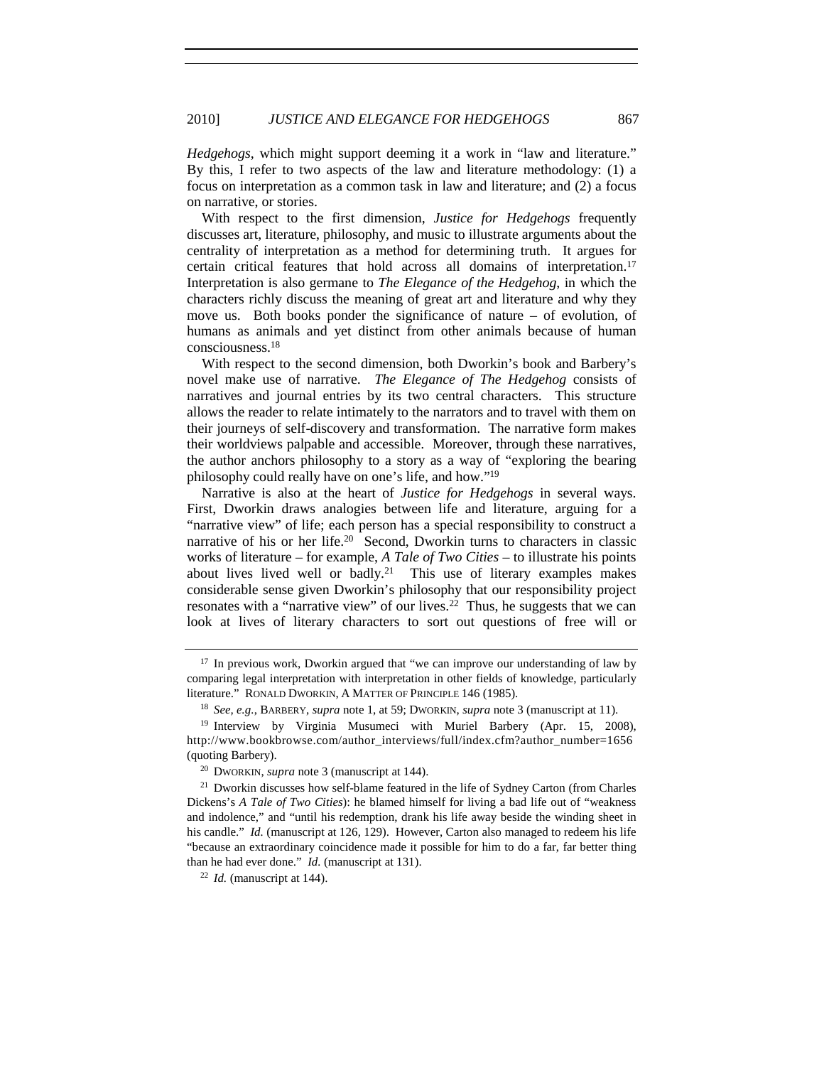*Hedgehogs*, which might support deeming it a work in "law and literature." By this, I refer to two aspects of the law and literature methodology: (1) a focus on interpretation as a common task in law and literature; and (2) a focus on narrative, or stories.

With respect to the first dimension, *Justice for Hedgehogs* frequently discusses art, literature, philosophy, and music to illustrate arguments about the centrality of interpretation as a method for determining truth. It argues for certain critical features that hold across all domains of interpretation.[17] Interpretation is also germane to *The Elegance of the Hedgehog*, in which the characters richly discuss the meaning of great art and literature and why they move us. Both books ponder the significance of nature – of evolution, of humans as animals and yet distinct from other animals because of human consciousness.[18]

With respect to the second dimension, both Dworkin's book and Barbery's novel make use of narrative. *The Elegance of The Hedgehog* consists of narratives and journal entries by its two central characters. This structure allows the reader to relate intimately to the narrators and to travel with them on their journeys of self-discovery and transformation. The narrative form makes their worldviews palpable and accessible. Moreover, through these narratives, the author anchors philosophy to a story as a way of "exploring the bearing philosophy could really have on one's life, and how."[19]

Narrative is also at the heart of *Justice for Hedgehogs* in several ways. First, Dworkin draws analogies between life and literature, arguing for a "narrative view" of life; each person has a special responsibility to construct a narrative of his or her life.[20] Second, Dworkin turns to characters in classic works of literature – for example, *A Tale of Two Cities* – to illustrate his points about lives lived well or badly.[21] This use of literary examples makes considerable sense given Dworkin's philosophy that our responsibility project resonates with a "narrative view" of our lives.[22] Thus, he suggests that we can look at lives of literary characters to sort out questions of free will or

---

[17] In previous work, Dworkin argued that "we can improve our understanding of law by comparing legal interpretation with interpretation in other fields of knowledge, particularly literature." RONALD DWORKIN, A MATTER OF PRINCIPLE 146 (1985).

[18] *See, e.g.*, BARBERY, *supra* note 1, at 59; DWORKIN, *supra* note 3 (manuscript at 11).

[19] Interview by Virginia Musumeci with Muriel Barbery (Apr. 15, 2008), http://www.bookbrowse.com/author_interviews/full/index.cfm?author_number=1656 (quoting Barbery).

[20] DWORKIN, *supra* note 3 (manuscript at 144).

[21] Dworkin discusses how self-blame featured in the life of Sydney Carton (from Charles Dickens's *A Tale of Two Cities*): he blamed himself for living a bad life out of "weakness and indolence," and "until his redemption, drank his life away beside the winding sheet in his candle." *Id.* (manuscript at 126, 129). However, Carton also managed to redeem his life "because an extraordinary coincidence made it possible for him to do a far, far better thing than he had ever done." *Id.* (manuscript at 131).

[22] *Id.* (manuscript at 144).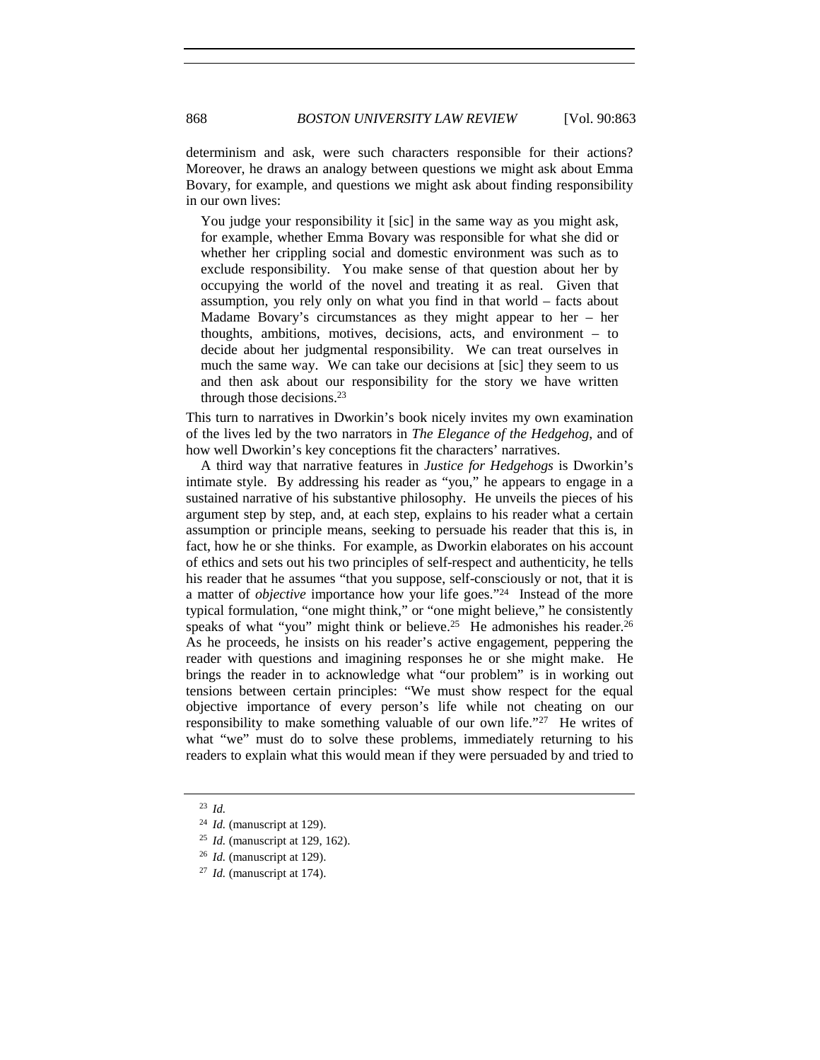determinism and ask, were such characters responsible for their actions? Moreover, he draws an analogy between questions we might ask about Emma Bovary, for example, and questions we might ask about finding responsibility in our own lives:

> You judge your responsibility it [sic] in the same way as you might ask, for example, whether Emma Bovary was responsible for what she did or whether her crippling social and domestic environment was such as to exclude responsibility. You make sense of that question about her by occupying the world of the novel and treating it as real. Given that assumption, you rely only on what you find in that world – facts about Madame Bovary's circumstances as they might appear to her – her thoughts, ambitions, motives, decisions, acts, and environment – to decide about her judgmental responsibility. We can treat ourselves in much the same way. We can take our decisions at [sic] they seem to us and then ask about our responsibility for the story we have written through those decisions.[23]

This turn to narratives in Dworkin's book nicely invites my own examination of the lives led by the two narrators in *The Elegance of the Hedgehog*, and of how well Dworkin's key conceptions fit the characters' narratives.

A third way that narrative features in *Justice for Hedgehogs* is Dworkin's intimate style. By addressing his reader as "you," he appears to engage in a sustained narrative of his substantive philosophy. He unveils the pieces of his argument step by step, and, at each step, explains to his reader what a certain assumption or principle means, seeking to persuade his reader that this is, in fact, how he or she thinks. For example, as Dworkin elaborates on his account of ethics and sets out his two principles of self-respect and authenticity, he tells his reader that he assumes "that you suppose, self-consciously or not, that it is a matter of *objective* importance how your life goes."[24] Instead of the more typical formulation, "one might think," or "one might believe," he consistently speaks of what "you" might think or believe.[25] He admonishes his reader.[26] As he proceeds, he insists on his reader's active engagement, peppering the reader with questions and imagining responses he or she might make. He brings the reader in to acknowledge what "our problem" is in working out tensions between certain principles: "We must show respect for the equal objective importance of every person's life while not cheating on our responsibility to make something valuable of our own life."[27] He writes of what "we" must do to solve these problems, immediately returning to his readers to explain what this would mean if they were persuaded by and tried to

---

[23] *Id.*

[24] *Id.* (manuscript at 129).

[25] *Id.* (manuscript at 129, 162).

[26] *Id.* (manuscript at 129).

[27] *Id.* (manuscript at 174).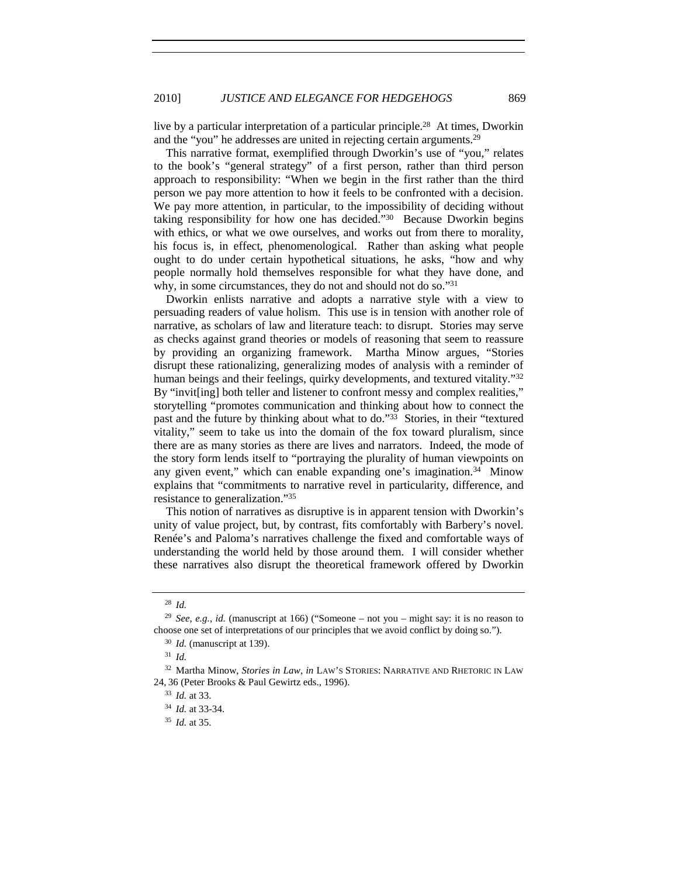live by a particular interpretation of a particular principle.[28] At times, Dworkin and the "you" he addresses are united in rejecting certain arguments.[29]

This narrative format, exemplified through Dworkin's use of "you," relates to the book's "general strategy" of a first person, rather than third person approach to responsibility: "When we begin in the first rather than the third person we pay more attention to how it feels to be confronted with a decision. We pay more attention, in particular, to the impossibility of deciding without taking responsibility for how one has decided."[30] Because Dworkin begins with ethics, or what we owe ourselves, and works out from there to morality, his focus is, in effect, phenomenological. Rather than asking what people ought to do under certain hypothetical situations, he asks, "how and why people normally hold themselves responsible for what they have done, and why, in some circumstances, they do not and should not do so."[31]

Dworkin enlists narrative and adopts a narrative style with a view to persuading readers of value holism. This use is in tension with another role of narrative, as scholars of law and literature teach: to disrupt. Stories may serve as checks against grand theories or models of reasoning that seem to reassure by providing an organizing framework. Martha Minow argues, "Stories disrupt these rationalizing, generalizing modes of analysis with a reminder of human beings and their feelings, quirky developments, and textured vitality."[32] By "invit[ing] both teller and listener to confront messy and complex realities," storytelling "promotes communication and thinking about how to connect the past and the future by thinking about what to do."[33] Stories, in their "textured vitality," seem to take us into the domain of the fox toward pluralism, since there are as many stories as there are lives and narrators. Indeed, the mode of the story form lends itself to "portraying the plurality of human viewpoints on any given event," which can enable expanding one's imagination.[34] Minow explains that "commitments to narrative revel in particularity, difference, and resistance to generalization."[35]

This notion of narratives as disruptive is in apparent tension with Dworkin's unity of value project, but, by contrast, fits comfortably with Barbery's novel. Renée's and Paloma's narratives challenge the fixed and comfortable ways of understanding the world held by those around them. I will consider whether these narratives also disrupt the theoretical framework offered by Dworkin

---

[28] *Id.*

[29] *See, e.g.*, *id.* (manuscript at 166) ("Someone – not you – might say: it is no reason to choose one set of interpretations of our principles that we avoid conflict by doing so.").

[30] *Id.* (manuscript at 139).

[31] *Id.*

[32] Martha Minow, *Stories in Law*, *in* LAW'S STORIES: NARRATIVE AND RHETORIC IN LAW 24, 36 (Peter Brooks & Paul Gewirtz eds., 1996).

[33] *Id.* at 33.

[34] *Id.* at 33-34.

[35] *Id.* at 35.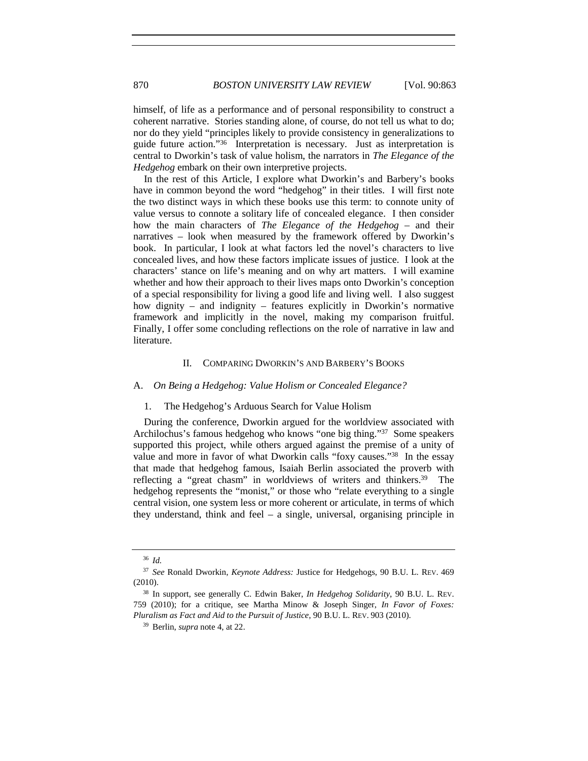himself, of life as a performance and of personal responsibility to construct a coherent narrative. Stories standing alone, of course, do not tell us what to do; nor do they yield "principles likely to provide consistency in generalizations to guide future action."[36] Interpretation is necessary. Just as interpretation is central to Dworkin's task of value holism, the narrators in *The Elegance of the Hedgehog* embark on their own interpretive projects.

In the rest of this Article, I explore what Dworkin's and Barbery's books have in common beyond the word "hedgehog" in their titles. I will first note the two distinct ways in which these books use this term: to connote unity of value versus to connote a solitary life of concealed elegance. I then consider how the main characters of *The Elegance of the Hedgehog* – and their narratives – look when measured by the framework offered by Dworkin's book. In particular, I look at what factors led the novel's characters to live concealed lives, and how these factors implicate issues of justice. I look at the characters' stance on life's meaning and on why art matters. I will examine whether and how their approach to their lives maps onto Dworkin's conception of a special responsibility for living a good life and living well. I also suggest how dignity – and indignity – features explicitly in Dworkin's normative framework and implicitly in the novel, making my comparison fruitful. Finally, I offer some concluding reflections on the role of narrative in law and literature.

## II. COMPARING DWORKIN'S AND BARBERY'S BOOKS

### A. *On Being a Hedgehog: Value Holism or Concealed Elegance?*

#### 1. The Hedgehog's Arduous Search for Value Holism

During the conference, Dworkin argued for the worldview associated with Archilochus's famous hedgehog who knows "one big thing."[37] Some speakers supported this project, while others argued against the premise of a unity of value and more in favor of what Dworkin calls "foxy causes."[38] In the essay that made that hedgehog famous, Isaiah Berlin associated the proverb with reflecting a "great chasm" in worldviews of writers and thinkers.[39] The hedgehog represents the "monist," or those who "relate everything to a single central vision, one system less or more coherent or articulate, in terms of which they understand, think and feel – a single, universal, organising principle in

---

[36] *Id.*

[37] *See* Ronald Dworkin, *Keynote Address:* Justice for Hedgehogs, 90 B.U. L. REV. 469 (2010).

[38] In support, see generally C. Edwin Baker, *In Hedgehog Solidarity*, 90 B.U. L. REV. 759 (2010); for a critique, see Martha Minow & Joseph Singer, *In Favor of Foxes: Pluralism as Fact and Aid to the Pursuit of Justice*, 90 B.U. L. REV. 903 (2010).

[39] Berlin, *supra* note 4, at 22.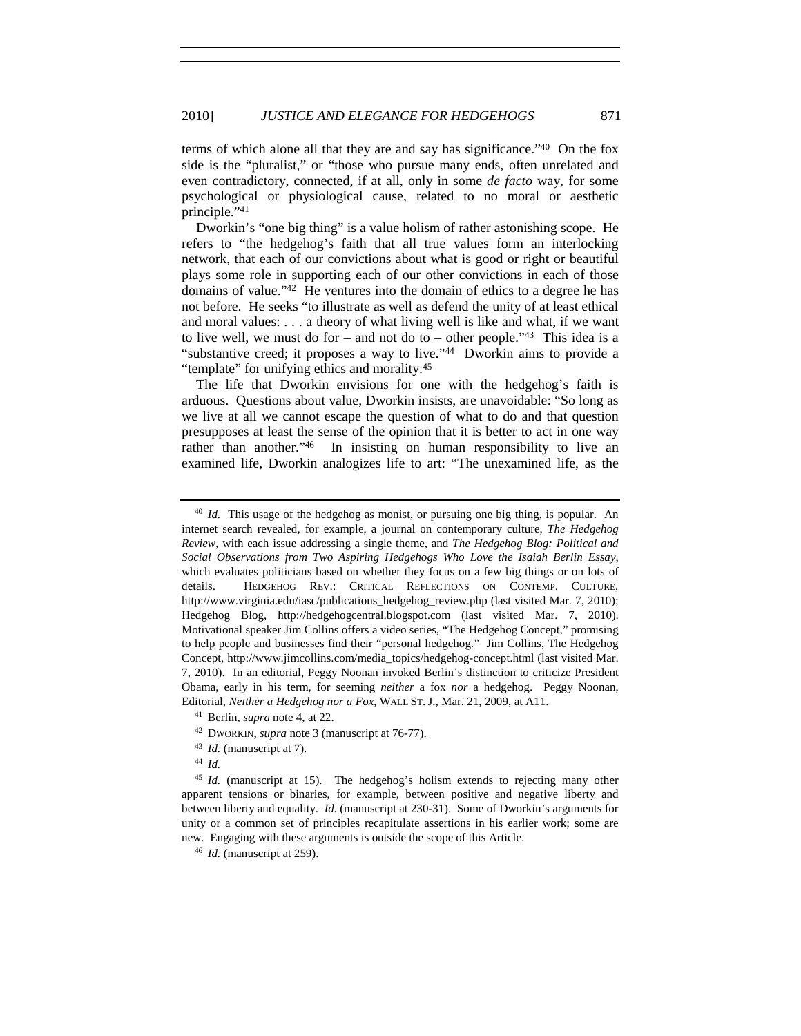terms of which alone all that they are and say has significance."[40] On the fox side is the "pluralist," or "those who pursue many ends, often unrelated and even contradictory, connected, if at all, only in some *de facto* way, for some psychological or physiological cause, related to no moral or aesthetic principle."[41]

Dworkin's "one big thing" is a value holism of rather astonishing scope. He refers to "the hedgehog's faith that all true values form an interlocking network, that each of our convictions about what is good or right or beautiful plays some role in supporting each of our other convictions in each of those domains of value."[42] He ventures into the domain of ethics to a degree he has not before. He seeks "to illustrate as well as defend the unity of at least ethical and moral values: . . . a theory of what living well is like and what, if we want to live well, we must do for – and not do to – other people."[43] This idea is a "substantive creed; it proposes a way to live."[44] Dworkin aims to provide a "template" for unifying ethics and morality.[45]

The life that Dworkin envisions for one with the hedgehog's faith is arduous. Questions about value, Dworkin insists, are unavoidable: "So long as we live at all we cannot escape the question of what to do and that question presupposes at least the sense of the opinion that it is better to act in one way rather than another."[46] In insisting on human responsibility to live an examined life, Dworkin analogizes life to art: "The unexamined life, as the

---

[40] *Id.* This usage of the hedgehog as monist, or pursuing one big thing, is popular. An internet search revealed, for example, a journal on contemporary culture, *The Hedgehog Review*, with each issue addressing a single theme, and *The Hedgehog Blog: Political and Social Observations from Two Aspiring Hedgehogs Who Love the Isaiah Berlin Essay*, which evaluates politicians based on whether they focus on a few big things or on lots of details. HEDGEHOG REV.: CRITICAL REFLECTIONS ON CONTEMP. CULTURE, http://www.virginia.edu/iasc/publications_hedgehog_review.php (last visited Mar. 7, 2010); Hedgehog Blog, http://hedgehogcentral.blogspot.com (last visited Mar. 7, 2010). Motivational speaker Jim Collins offers a video series, "The Hedgehog Concept," promising to help people and businesses find their "personal hedgehog." Jim Collins, The Hedgehog Concept, http://www.jimcollins.com/media_topics/hedgehog-concept.html (last visited Mar. 7, 2010). In an editorial, Peggy Noonan invoked Berlin's distinction to criticize President Obama, early in his term, for seeming *neither* a fox *nor* a hedgehog. Peggy Noonan, Editorial, *Neither a Hedgehog nor a Fox*, WALL ST. J., Mar. 21, 2009, at A11.

[41] Berlin, *supra* note 4, at 22.

[42] DWORKIN, *supra* note 3 (manuscript at 76-77).

[43] *Id.* (manuscript at 7).

[44] *Id.*

[45] *Id.* (manuscript at 15). The hedgehog's holism extends to rejecting many other apparent tensions or binaries, for example, between positive and negative liberty and between liberty and equality. *Id.* (manuscript at 230-31). Some of Dworkin's arguments for unity or a common set of principles recapitulate assertions in his earlier work; some are new. Engaging with these arguments is outside the scope of this Article.

[46] *Id.* (manuscript at 259).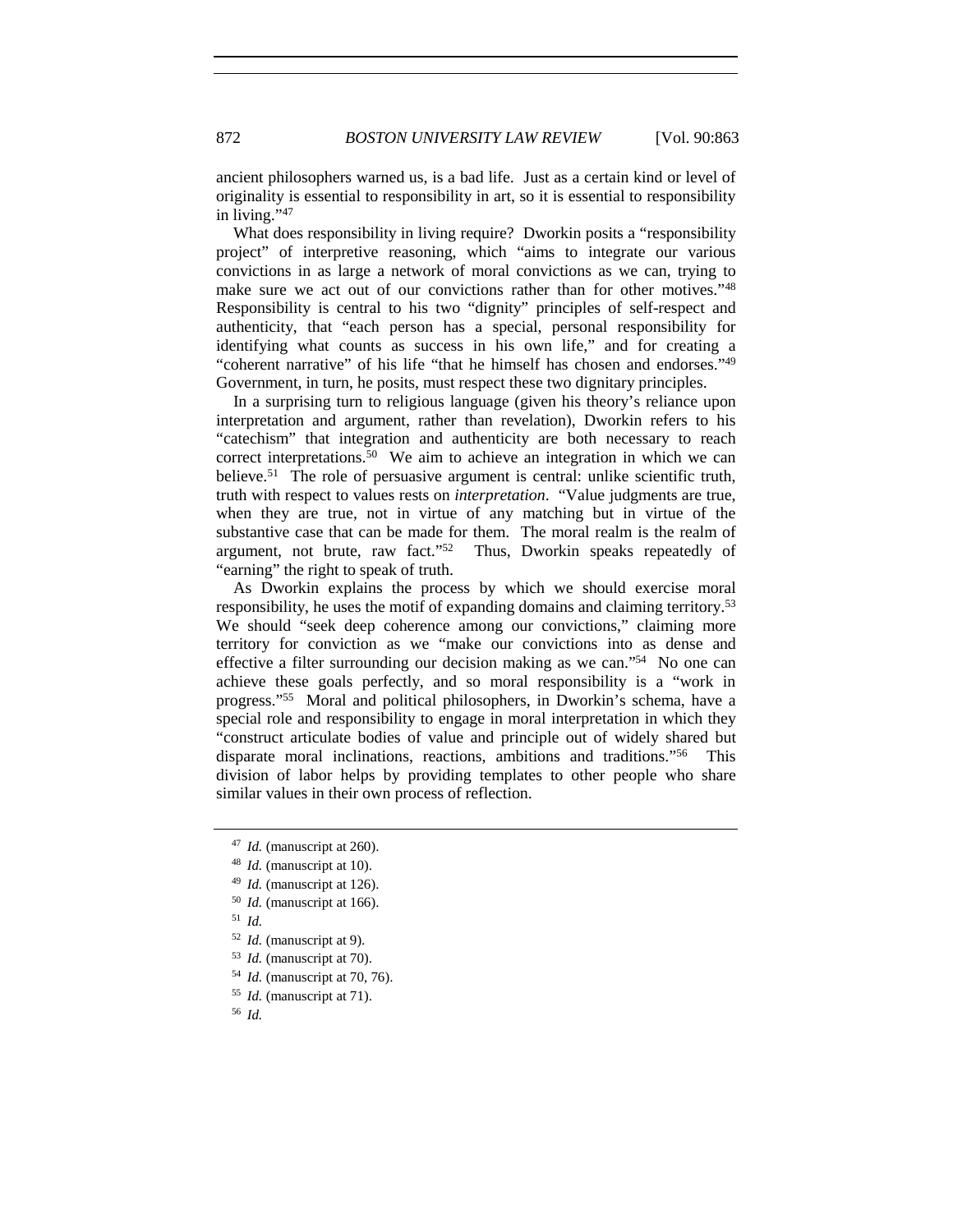ancient philosophers warned us, is a bad life. Just as a certain kind or level of originality is essential to responsibility in art, so it is essential to responsibility in living."[47]

What does responsibility in living require? Dworkin posits a "responsibility project" of interpretive reasoning, which "aims to integrate our various convictions in as large a network of moral convictions as we can, trying to make sure we act out of our convictions rather than for other motives."[48] Responsibility is central to his two "dignity" principles of self-respect and authenticity, that "each person has a special, personal responsibility for identifying what counts as success in his own life," and for creating a "coherent narrative" of his life "that he himself has chosen and endorses."[49] Government, in turn, he posits, must respect these two dignitary principles.

In a surprising turn to religious language (given his theory's reliance upon interpretation and argument, rather than revelation), Dworkin refers to his "catechism" that integration and authenticity are both necessary to reach correct interpretations.[50] We aim to achieve an integration in which we can believe.[51] The role of persuasive argument is central: unlike scientific truth, truth with respect to values rests on *interpretation*. "Value judgments are true, when they are true, not in virtue of any matching but in virtue of the substantive case that can be made for them. The moral realm is the realm of argument, not brute, raw fact."[52] Thus, Dworkin speaks repeatedly of "earning" the right to speak of truth.

As Dworkin explains the process by which we should exercise moral responsibility, he uses the motif of expanding domains and claiming territory.[53] We should "seek deep coherence among our convictions," claiming more territory for conviction as we "make our convictions into as dense and effective a filter surrounding our decision making as we can."[54] No one can achieve these goals perfectly, and so moral responsibility is a "work in progress."[55] Moral and political philosophers, in Dworkin's schema, have a special role and responsibility to engage in moral interpretation in which they "construct articulate bodies of value and principle out of widely shared but disparate moral inclinations, reactions, ambitions and traditions."[56] This division of labor helps by providing templates to other people who share similar values in their own process of reflection.

---

[47] *Id.* (manuscript at 260).

[48] *Id.* (manuscript at 10).

[49] *Id.* (manuscript at 126).

[50] *Id.* (manuscript at 166).

[51] *Id.*

[52] *Id.* (manuscript at 9).

[53] *Id.* (manuscript at 70).

[54] *Id.* (manuscript at 70, 76).

[55] *Id.* (manuscript at 71).

[56] *Id.*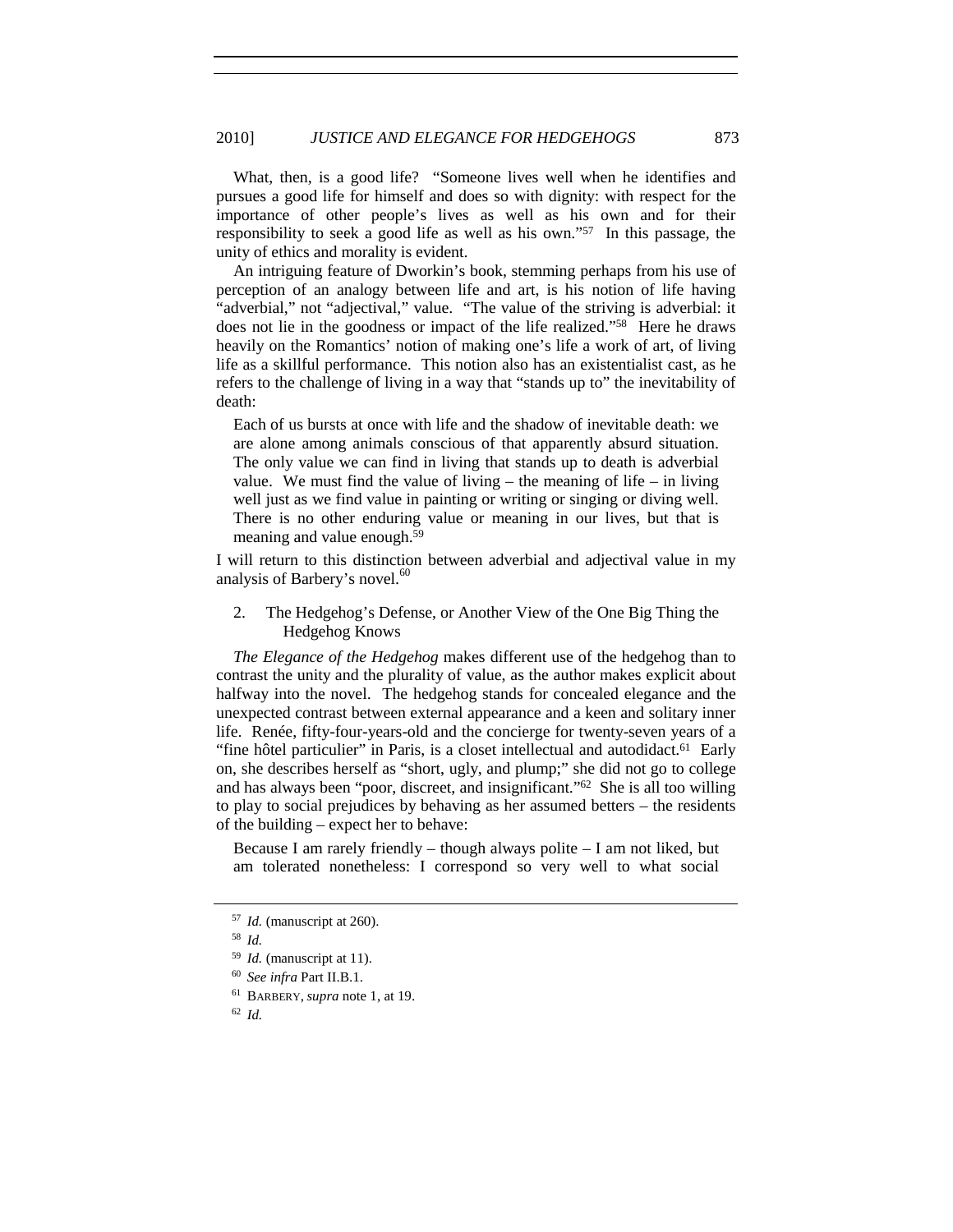What, then, is a good life? "Someone lives well when he identifies and pursues a good life for himself and does so with dignity: with respect for the importance of other people's lives as well as his own and for their responsibility to seek a good life as well as his own."[57] In this passage, the unity of ethics and morality is evident.

An intriguing feature of Dworkin's book, stemming perhaps from his use of perception of an analogy between life and art, is his notion of life having "adverbial," not "adjectival," value. "The value of the striving is adverbial: it does not lie in the goodness or impact of the life realized."[58] Here he draws heavily on the Romantics' notion of making one's life a work of art, of living life as a skillful performance. This notion also has an existentialist cast, as he refers to the challenge of living in a way that "stands up to" the inevitability of death:

> Each of us bursts at once with life and the shadow of inevitable death: we are alone among animals conscious of that apparently absurd situation. The only value we can find in living that stands up to death is adverbial value. We must find the value of living – the meaning of life – in living well just as we find value in painting or writing or singing or diving well. There is no other enduring value or meaning in our lives, but that is meaning and value enough.[59]

I will return to this distinction between adverbial and adjectival value in my analysis of Barbery's novel.[60]

### 2. The Hedgehog's Defense, or Another View of the One Big Thing the Hedgehog Knows

*The Elegance of the Hedgehog* makes different use of the hedgehog than to contrast the unity and the plurality of value, as the author makes explicit about halfway into the novel. The hedgehog stands for concealed elegance and the unexpected contrast between external appearance and a keen and solitary inner life. Renée, fifty-four-years-old and the concierge for twenty-seven years of a "fine hôtel particulier" in Paris, is a closet intellectual and autodidact.[61] Early on, she describes herself as "short, ugly, and plump;" she did not go to college and has always been "poor, discreet, and insignificant."[62] She is all too willing to play to social prejudices by behaving as her assumed betters – the residents of the building – expect her to behave:

> Because I am rarely friendly – though always polite – I am not liked, but am tolerated nonetheless: I correspond so very well to what social

---

[57] *Id.* (manuscript at 260).

[58] *Id.*

[59] *Id.* (manuscript at 11).

[60] *See infra* Part II.B.1.

[61] BARBERY, *supra* note 1, at 19.

[62] *Id.*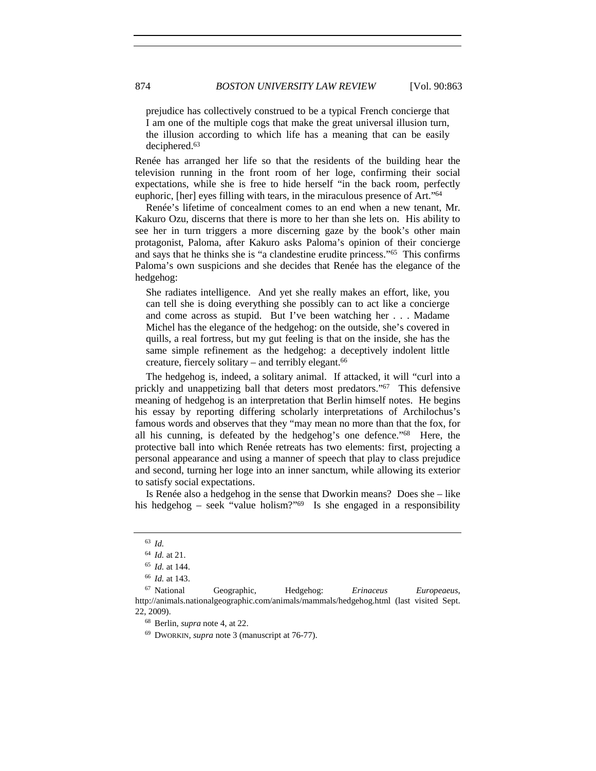> prejudice has collectively construed to be a typical French concierge that I am one of the multiple cogs that make the great universal illusion turn, the illusion according to which life has a meaning that can be easily deciphered.[63]

Renée has arranged her life so that the residents of the building hear the television running in the front room of her loge, confirming their social expectations, while she is free to hide herself "in the back room, perfectly euphoric, [her] eyes filling with tears, in the miraculous presence of Art."[64]

Renée's lifetime of concealment comes to an end when a new tenant, Mr. Kakuro Ozu, discerns that there is more to her than she lets on. His ability to see her in turn triggers a more discerning gaze by the book's other main protagonist, Paloma, after Kakuro asks Paloma's opinion of their concierge and says that he thinks she is "a clandestine erudite princess."[65] This confirms Paloma's own suspicions and she decides that Renée has the elegance of the hedgehog:

> She radiates intelligence. And yet she really makes an effort, like, you can tell she is doing everything she possibly can to act like a concierge and come across as stupid. But I've been watching her . . . Madame Michel has the elegance of the hedgehog: on the outside, she's covered in quills, a real fortress, but my gut feeling is that on the inside, she has the same simple refinement as the hedgehog: a deceptively indolent little creature, fiercely solitary – and terribly elegant.[66]

The hedgehog is, indeed, a solitary animal. If attacked, it will "curl into a prickly and unappetizing ball that deters most predators."[67] This defensive meaning of hedgehog is an interpretation that Berlin himself notes. He begins his essay by reporting differing scholarly interpretations of Archilochus's famous words and observes that they "may mean no more than that the fox, for all his cunning, is defeated by the hedgehog's one defence."[68] Here, the protective ball into which Renée retreats has two elements: first, projecting a personal appearance and using a manner of speech that play to class prejudice and second, turning her loge into an inner sanctum, while allowing its exterior to satisfy social expectations.

Is Renée also a hedgehog in the sense that Dworkin means? Does she – like his hedgehog – seek "value holism?"[69] Is she engaged in a responsibility

---

[63] *Id.*

[64] *Id.* at 21.

[65] *Id.* at 144.

[66] *Id.* at 143.

[67] National Geographic, Hedgehog: *Erinaceus Europeaeus*, http://animals.nationalgeographic.com/animals/mammals/hedgehog.html (last visited Sept. 22, 2009).

[68] Berlin, *supra* note 4, at 22.

[69] DWORKIN, *supra* note 3 (manuscript at 76-77).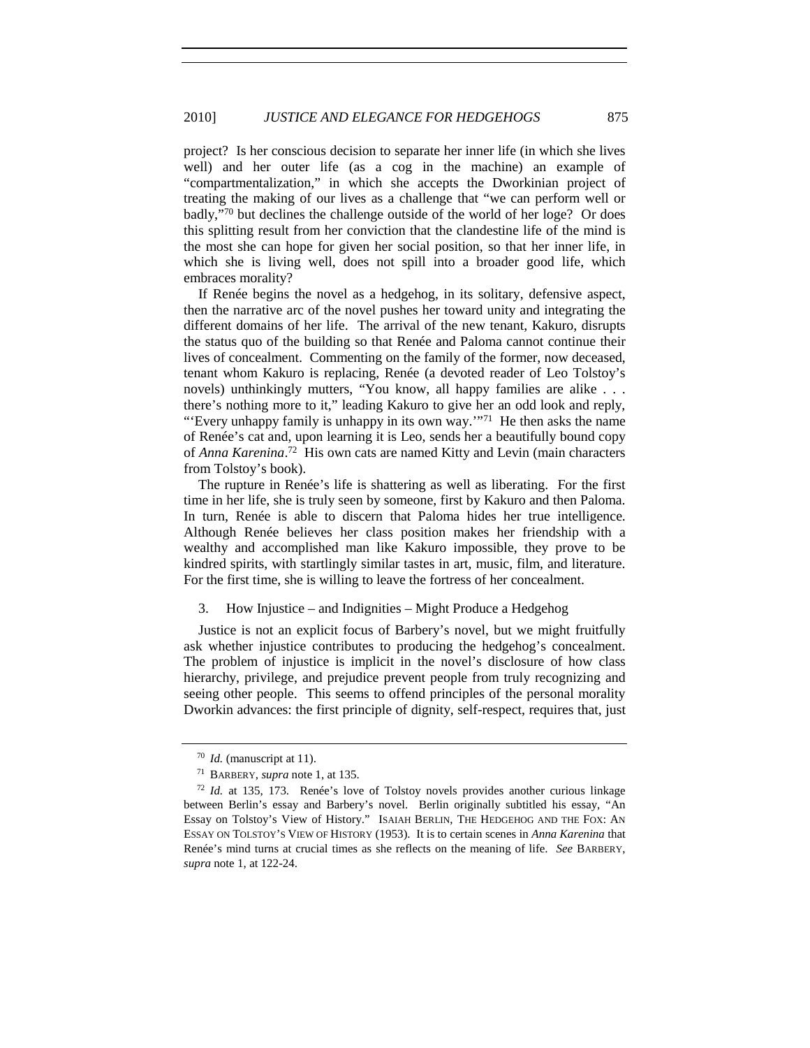project? Is her conscious decision to separate her inner life (in which she lives well) and her outer life (as a cog in the machine) an example of "compartmentalization," in which she accepts the Dworkinian project of treating the making of our lives as a challenge that "we can perform well or badly,"[70] but declines the challenge outside of the world of her loge? Or does this splitting result from her conviction that the clandestine life of the mind is the most she can hope for given her social position, so that her inner life, in which she is living well, does not spill into a broader good life, which embraces morality?

If Renée begins the novel as a hedgehog, in its solitary, defensive aspect, then the narrative arc of the novel pushes her toward unity and integrating the different domains of her life. The arrival of the new tenant, Kakuro, disrupts the status quo of the building so that Renée and Paloma cannot continue their lives of concealment. Commenting on the family of the former, now deceased, tenant whom Kakuro is replacing, Renée (a devoted reader of Leo Tolstoy's novels) unthinkingly mutters, "You know, all happy families are alike . . . there's nothing more to it," leading Kakuro to give her an odd look and reply, "'Every unhappy family is unhappy in its own way.'"[71] He then asks the name of Renée's cat and, upon learning it is Leo, sends her a beautifully bound copy of *Anna Karenina*.[72] His own cats are named Kitty and Levin (main characters from Tolstoy's book).

The rupture in Renée's life is shattering as well as liberating. For the first time in her life, she is truly seen by someone, first by Kakuro and then Paloma. In turn, Renée is able to discern that Paloma hides her true intelligence. Although Renée believes her class position makes her friendship with a wealthy and accomplished man like Kakuro impossible, they prove to be kindred spirits, with startlingly similar tastes in art, music, film, and literature. For the first time, she is willing to leave the fortress of her concealment.

### 3. How Injustice – and Indignities – Might Produce a Hedgehog

Justice is not an explicit focus of Barbery's novel, but we might fruitfully ask whether injustice contributes to producing the hedgehog's concealment. The problem of injustice is implicit in the novel's disclosure of how class hierarchy, privilege, and prejudice prevent people from truly recognizing and seeing other people. This seems to offend principles of the personal morality Dworkin advances: the first principle of dignity, self-respect, requires that, just

---

[70] *Id.* (manuscript at 11).

[71] BARBERY, *supra* note 1, at 135.

[72] *Id.* at 135, 173. Renée's love of Tolstoy novels provides another curious linkage between Berlin's essay and Barbery's novel. Berlin originally subtitled his essay, "An Essay on Tolstoy's View of History." ISAIAH BERLIN, THE HEDGEHOG AND THE FOX: AN ESSAY ON TOLSTOY'S VIEW OF HISTORY (1953). It is to certain scenes in *Anna Karenina* that Renée's mind turns at crucial times as she reflects on the meaning of life. *See* BARBERY, *supra* note 1, at 122-24.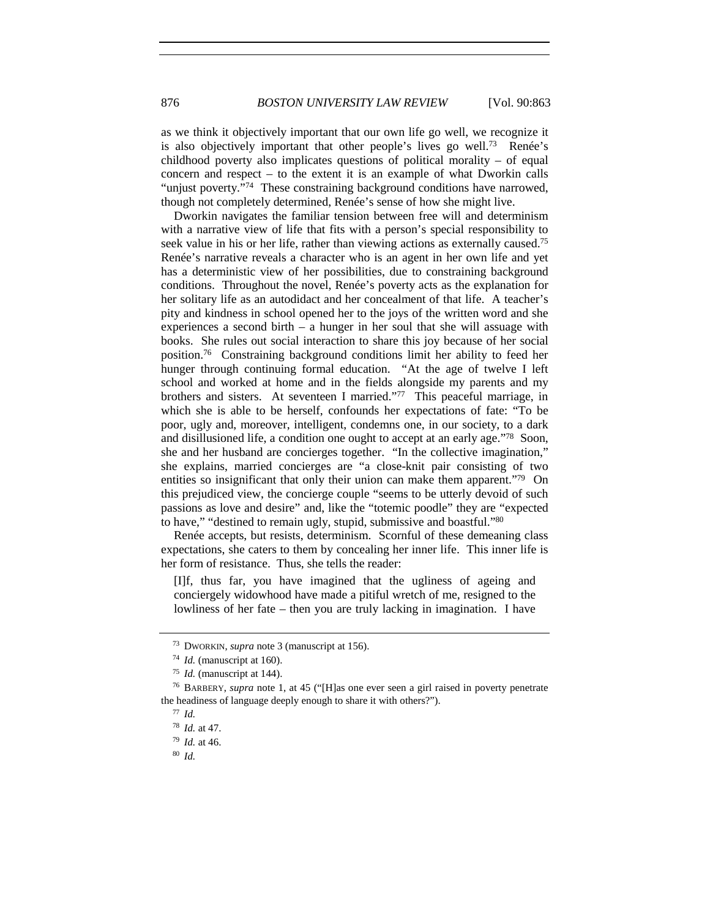as we think it objectively important that our own life go well, we recognize it is also objectively important that other people's lives go well.[73] Renée's childhood poverty also implicates questions of political morality – of equal concern and respect – to the extent it is an example of what Dworkin calls "unjust poverty."[74] These constraining background conditions have narrowed, though not completely determined, Renée's sense of how she might live.

Dworkin navigates the familiar tension between free will and determinism with a narrative view of life that fits with a person's special responsibility to seek value in his or her life, rather than viewing actions as externally caused.[75] Renée's narrative reveals a character who is an agent in her own life and yet has a deterministic view of her possibilities, due to constraining background conditions. Throughout the novel, Renée's poverty acts as the explanation for her solitary life as an autodidact and her concealment of that life. A teacher's pity and kindness in school opened her to the joys of the written word and she experiences a second birth – a hunger in her soul that she will assuage with books. She rules out social interaction to share this joy because of her social position.[76] Constraining background conditions limit her ability to feed her hunger through continuing formal education. "At the age of twelve I left school and worked at home and in the fields alongside my parents and my brothers and sisters. At seventeen I married."[77] This peaceful marriage, in which she is able to be herself, confounds her expectations of fate: "To be poor, ugly and, moreover, intelligent, condemns one, in our society, to a dark and disillusioned life, a condition one ought to accept at an early age."[78] Soon, she and her husband are concierges together. "In the collective imagination," she explains, married concierges are "a close-knit pair consisting of two entities so insignificant that only their union can make them apparent."[79] On this prejudiced view, the concierge couple "seems to be utterly devoid of such passions as love and desire" and, like the "totemic poodle" they are "expected to have," "destined to remain ugly, stupid, submissive and boastful."[80]

Renée accepts, but resists, determinism. Scornful of these demeaning class expectations, she caters to them by concealing her inner life. This inner life is her form of resistance. Thus, she tells the reader:

> [I]f, thus far, you have imagined that the ugliness of ageing and conciergely widowhood have made a pitiful wretch of me, resigned to the lowliness of her fate – then you are truly lacking in imagination. I have

---

[73] DWORKIN, *supra* note 3 (manuscript at 156).

[74] *Id.* (manuscript at 160).

[75] *Id.* (manuscript at 144).

[76] BARBERY, *supra* note 1, at 45 ("[H]as one ever seen a girl raised in poverty penetrate the headiness of language deeply enough to share it with others?").

[77] *Id.*

[78] *Id.* at 47.

[79] *Id.* at 46.

[80] *Id.*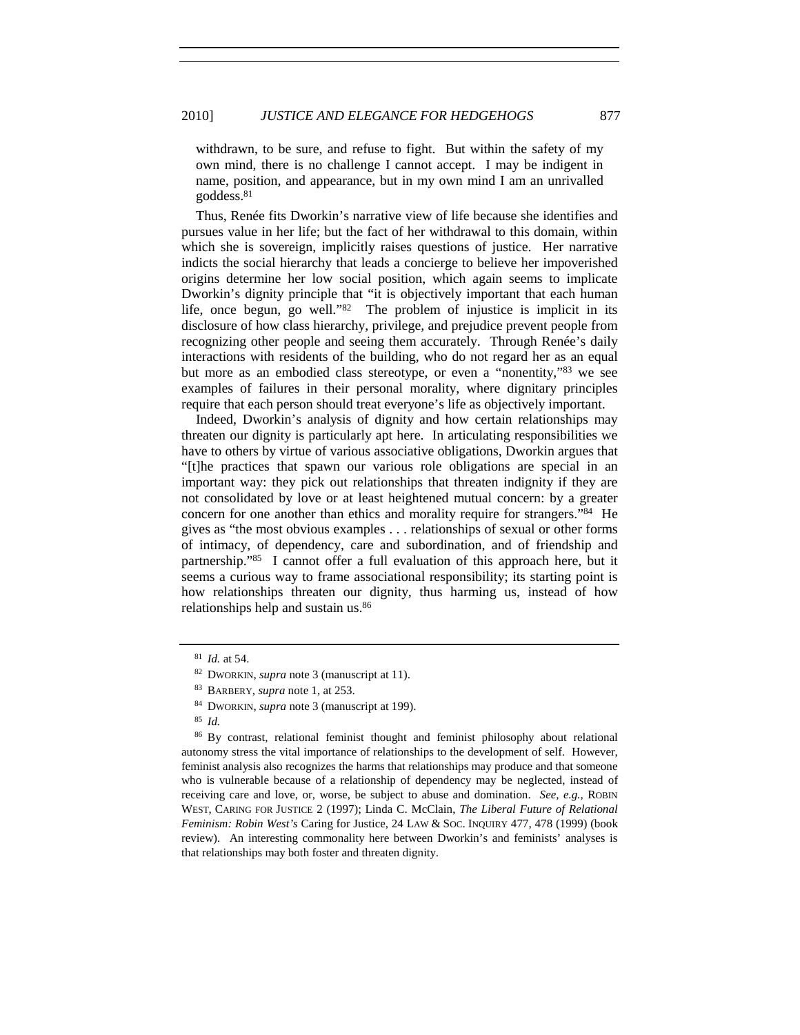> withdrawn, to be sure, and refuse to fight. But within the safety of my own mind, there is no challenge I cannot accept. I may be indigent in name, position, and appearance, but in my own mind I am an unrivalled goddess.[81]

Thus, Renée fits Dworkin's narrative view of life because she identifies and pursues value in her life; but the fact of her withdrawal to this domain, within which she is sovereign, implicitly raises questions of justice. Her narrative indicts the social hierarchy that leads a concierge to believe her impoverished origins determine her low social position, which again seems to implicate Dworkin's dignity principle that "it is objectively important that each human life, once begun, go well."[82] The problem of injustice is implicit in its disclosure of how class hierarchy, privilege, and prejudice prevent people from recognizing other people and seeing them accurately. Through Renée's daily interactions with residents of the building, who do not regard her as an equal but more as an embodied class stereotype, or even a "nonentity,"[83] we see examples of failures in their personal morality, where dignitary principles require that each person should treat everyone's life as objectively important.

Indeed, Dworkin's analysis of dignity and how certain relationships may threaten our dignity is particularly apt here. In articulating responsibilities we have to others by virtue of various associative obligations, Dworkin argues that "[t]he practices that spawn our various role obligations are special in an important way: they pick out relationships that threaten indignity if they are not consolidated by love or at least heightened mutual concern: by a greater concern for one another than ethics and morality require for strangers."[84] He gives as "the most obvious examples . . . relationships of sexual or other forms of intimacy, of dependency, care and subordination, and of friendship and partnership."[85] I cannot offer a full evaluation of this approach here, but it seems a curious way to frame associational responsibility; its starting point is how relationships threaten our dignity, thus harming us, instead of how relationships help and sustain us.[86]

---

[81] *Id.* at 54.

[82] DWORKIN, *supra* note 3 (manuscript at 11).

[83] BARBERY, *supra* note 1, at 253.

[84] DWORKIN, *supra* note 3 (manuscript at 199).

[85] *Id.*

[86] By contrast, relational feminist thought and feminist philosophy about relational autonomy stress the vital importance of relationships to the development of self. However, feminist analysis also recognizes the harms that relationships may produce and that someone who is vulnerable because of a relationship of dependency may be neglected, instead of receiving care and love, or, worse, be subject to abuse and domination. *See, e.g.*, ROBIN WEST, CARING FOR JUSTICE 2 (1997); Linda C. McClain, *The Liberal Future of Relational Feminism: Robin West's* Caring for Justice, 24 LAW & SOC. INQUIRY 477, 478 (1999) (book review). An interesting commonality here between Dworkin's and feminists' analyses is that relationships may both foster and threaten dignity.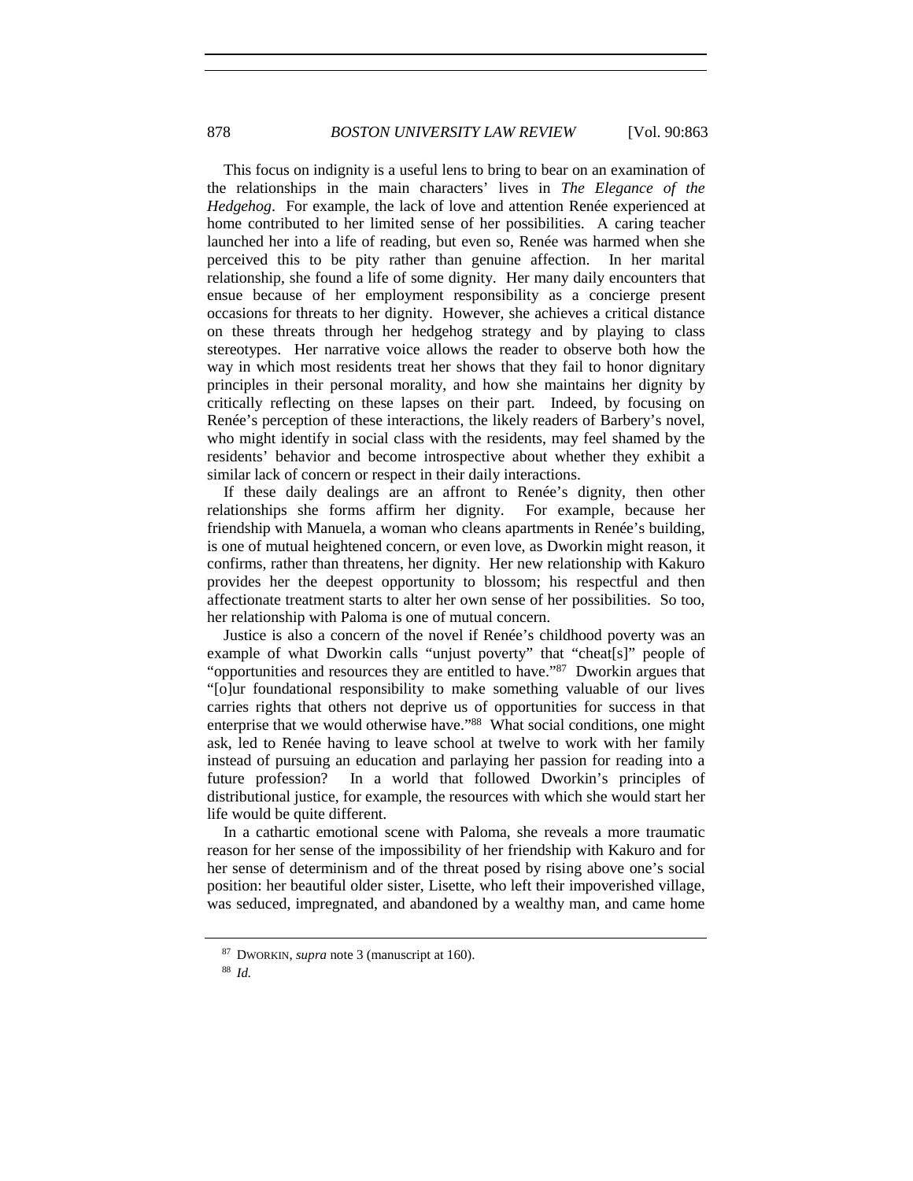This focus on indignity is a useful lens to bring to bear on an examination of the relationships in the main characters' lives in *The Elegance of the Hedgehog*. For example, the lack of love and attention Renée experienced at home contributed to her limited sense of her possibilities. A caring teacher launched her into a life of reading, but even so, Renée was harmed when she perceived this to be pity rather than genuine affection. In her marital relationship, she found a life of some dignity. Her many daily encounters that ensue because of her employment responsibility as a concierge present occasions for threats to her dignity. However, she achieves a critical distance on these threats through her hedgehog strategy and by playing to class stereotypes. Her narrative voice allows the reader to observe both how the way in which most residents treat her shows that they fail to honor dignitary principles in their personal morality, and how she maintains her dignity by critically reflecting on these lapses on their part. Indeed, by focusing on Renée's perception of these interactions, the likely readers of Barbery's novel, who might identify in social class with the residents, may feel shamed by the residents' behavior and become introspective about whether they exhibit a similar lack of concern or respect in their daily interactions.

If these daily dealings are an affront to Renée's dignity, then other relationships she forms affirm her dignity. For example, because her friendship with Manuela, a woman who cleans apartments in Renée's building, is one of mutual heightened concern, or even love, as Dworkin might reason, it confirms, rather than threatens, her dignity. Her new relationship with Kakuro provides her the deepest opportunity to blossom; his respectful and then affectionate treatment starts to alter her own sense of her possibilities. So too, her relationship with Paloma is one of mutual concern.

Justice is also a concern of the novel if Renée's childhood poverty was an example of what Dworkin calls "unjust poverty" that "cheat[s]" people of "opportunities and resources they are entitled to have."[87] Dworkin argues that "[o]ur foundational responsibility to make something valuable of our lives carries rights that others not deprive us of opportunities for success in that enterprise that we would otherwise have."[88] What social conditions, one might ask, led to Renée having to leave school at twelve to work with her family instead of pursuing an education and parlaying her passion for reading into a future profession? In a world that followed Dworkin's principles of distributional justice, for example, the resources with which she would start her life would be quite different.

In a cathartic emotional scene with Paloma, she reveals a more traumatic reason for her sense of the impossibility of her friendship with Kakuro and for her sense of determinism and of the threat posed by rising above one's social position: her beautiful older sister, Lisette, who left their impoverished village, was seduced, impregnated, and abandoned by a wealthy man, and came home

---

[87] DWORKIN, *supra* note 3 (manuscript at 160).

[88] *Id.*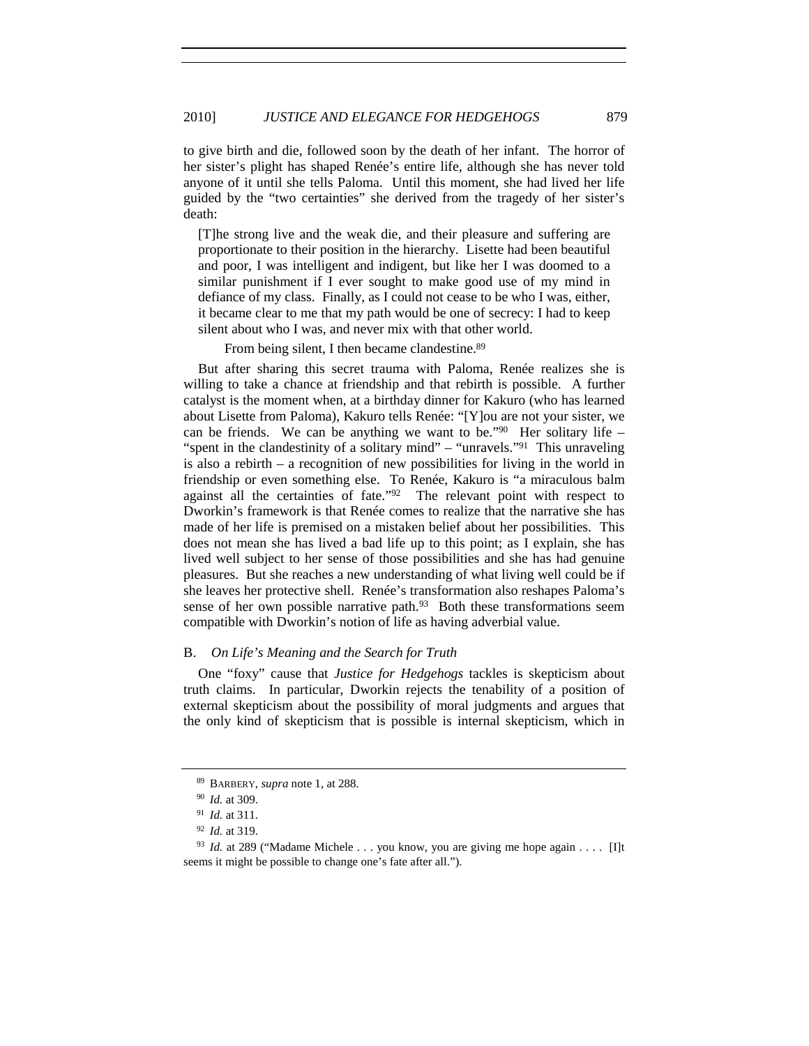to give birth and die, followed soon by the death of her infant. The horror of her sister's plight has shaped Renée's entire life, although she has never told anyone of it until she tells Paloma. Until this moment, she had lived her life guided by the "two certainties" she derived from the tragedy of her sister's death:

> [T]he strong live and the weak die, and their pleasure and suffering are proportionate to their position in the hierarchy. Lisette had been beautiful and poor, I was intelligent and indigent, but like her I was doomed to a similar punishment if I ever sought to make good use of my mind in defiance of my class. Finally, as I could not cease to be who I was, either, it became clear to me that my path would be one of secrecy: I had to keep silent about who I was, and never mix with that other world.
>
> From being silent, I then became clandestine.[89]

But after sharing this secret trauma with Paloma, Renée realizes she is willing to take a chance at friendship and that rebirth is possible. A further catalyst is the moment when, at a birthday dinner for Kakuro (who has learned about Lisette from Paloma), Kakuro tells Renée: "[Y]ou are not your sister, we can be friends. We can be anything we want to be."[90] Her solitary life – "spent in the clandestinity of a solitary mind" – "unravels."[91] This unraveling is also a rebirth – a recognition of new possibilities for living in the world in friendship or even something else. To Renée, Kakuro is "a miraculous balm against all the certainties of fate."[92] The relevant point with respect to Dworkin's framework is that Renée comes to realize that the narrative she has made of her life is premised on a mistaken belief about her possibilities. This does not mean she has lived a bad life up to this point; as I explain, she has lived well subject to her sense of those possibilities and she has had genuine pleasures. But she reaches a new understanding of what living well could be if she leaves her protective shell. Renée's transformation also reshapes Paloma's sense of her own possible narrative path.[93] Both these transformations seem compatible with Dworkin's notion of life as having adverbial value.

### B. *On Life's Meaning and the Search for Truth*

One "foxy" cause that *Justice for Hedgehogs* tackles is skepticism about truth claims. In particular, Dworkin rejects the tenability of a position of external skepticism about the possibility of moral judgments and argues that the only kind of skepticism that is possible is internal skepticism, which in

---

[89] BARBERY, *supra* note 1, at 288.

[90] *Id.* at 309.

[91] *Id.* at 311.

[92] *Id.* at 319.

[93] *Id.* at 289 ("Madame Michele . . . you know, you are giving me hope again . . . . [I]t seems it might be possible to change one's fate after all.").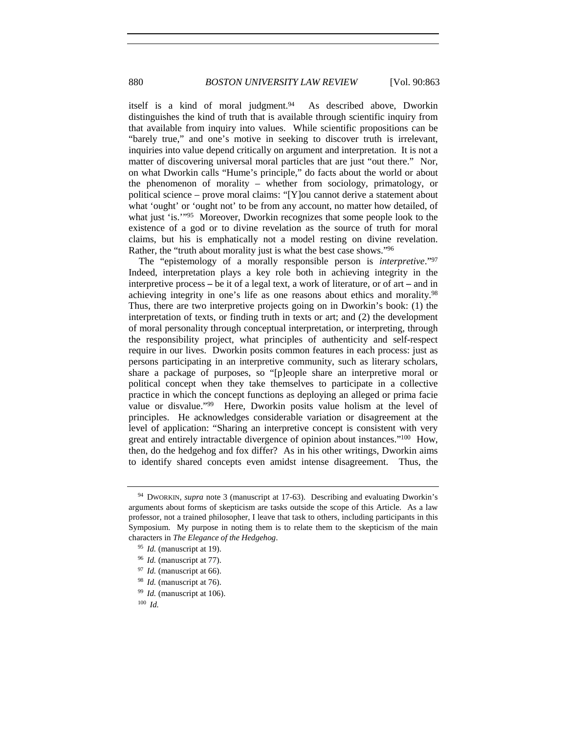itself is a kind of moral judgment.[94] As described above, Dworkin distinguishes the kind of truth that is available through scientific inquiry from that available from inquiry into values. While scientific propositions can be "barely true," and one's motive in seeking to discover truth is irrelevant, inquiries into value depend critically on argument and interpretation. It is not a matter of discovering universal moral particles that are just "out there." Nor, on what Dworkin calls "Hume's principle," do facts about the world or about the phenomenon of morality – whether from sociology, primatology, or political science – prove moral claims: "[Y]ou cannot derive a statement about what 'ought' or 'ought not' to be from any account, no matter how detailed, of what just 'is.'"[95] Moreover, Dworkin recognizes that some people look to the existence of a god or to divine revelation as the source of truth for moral claims, but his is emphatically not a model resting on divine revelation. Rather, the "truth about morality just is what the best case shows."[96]

The "epistemology of a morally responsible person is *interpretive*."[97] Indeed, interpretation plays a key role both in achieving integrity in the interpretive process – be it of a legal text, a work of literature, or of art – and in achieving integrity in one's life as one reasons about ethics and morality.[98] Thus, there are two interpretive projects going on in Dworkin's book: (1) the interpretation of texts, or finding truth in texts or art; and (2) the development of moral personality through conceptual interpretation, or interpreting, through the responsibility project, what principles of authenticity and self-respect require in our lives. Dworkin posits common features in each process: just as persons participating in an interpretive community, such as literary scholars, share a package of purposes, so "[p]eople share an interpretive moral or political concept when they take themselves to participate in a collective practice in which the concept functions as deploying an alleged or prima facie value or disvalue."[99] Here, Dworkin posits value holism at the level of principles. He acknowledges considerable variation or disagreement at the level of application: "Sharing an interpretive concept is consistent with very great and entirely intractable divergence of opinion about instances."[100] How, then, do the hedgehog and fox differ? As in his other writings, Dworkin aims to identify shared concepts even amidst intense disagreement. Thus, the

---

[94] DWORKIN, *supra* note 3 (manuscript at 17-63). Describing and evaluating Dworkin's arguments about forms of skepticism are tasks outside the scope of this Article. As a law professor, not a trained philosopher, I leave that task to others, including participants in this Symposium. My purpose in noting them is to relate them to the skepticism of the main characters in *The Elegance of the Hedgehog*.

[95] *Id.* (manuscript at 19).

[96] *Id.* (manuscript at 77).

[97] *Id.* (manuscript at 66).

[98] *Id.* (manuscript at 76).

[99] *Id.* (manuscript at 106).

[100] *Id.*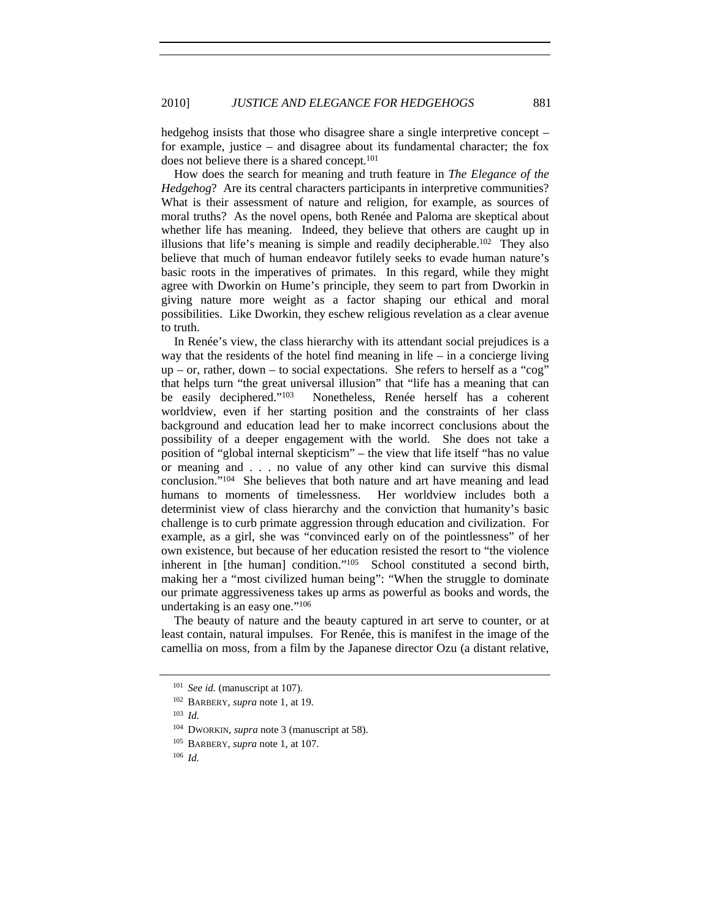hedgehog insists that those who disagree share a single interpretive concept – for example, justice – and disagree about its fundamental character; the fox does not believe there is a shared concept.[101]

How does the search for meaning and truth feature in *The Elegance of the Hedgehog*? Are its central characters participants in interpretive communities? What is their assessment of nature and religion, for example, as sources of moral truths? As the novel opens, both Renée and Paloma are skeptical about whether life has meaning. Indeed, they believe that others are caught up in illusions that life's meaning is simple and readily decipherable.[102] They also believe that much of human endeavor futilely seeks to evade human nature's basic roots in the imperatives of primates. In this regard, while they might agree with Dworkin on Hume's principle, they seem to part from Dworkin in giving nature more weight as a factor shaping our ethical and moral possibilities. Like Dworkin, they eschew religious revelation as a clear avenue to truth.

In Renée's view, the class hierarchy with its attendant social prejudices is a way that the residents of the hotel find meaning in life – in a concierge living up – or, rather, down – to social expectations. She refers to herself as a "cog" that helps turn "the great universal illusion" that "life has a meaning that can be easily deciphered."[103] Nonetheless, Renée herself has a coherent worldview, even if her starting position and the constraints of her class background and education lead her to make incorrect conclusions about the possibility of a deeper engagement with the world. She does not take a position of "global internal skepticism" – the view that life itself "has no value or meaning and . . . no value of any other kind can survive this dismal conclusion."[104] She believes that both nature and art have meaning and lead humans to moments of timelessness. Her worldview includes both a determinist view of class hierarchy and the conviction that humanity's basic challenge is to curb primate aggression through education and civilization. For example, as a girl, she was "convinced early on of the pointlessness" of her own existence, but because of her education resisted the resort to "the violence inherent in [the human] condition."[105] School constituted a second birth, making her a "most civilized human being": "When the struggle to dominate our primate aggressiveness takes up arms as powerful as books and words, the undertaking is an easy one."[106]

The beauty of nature and the beauty captured in art serve to counter, or at least contain, natural impulses. For Renée, this is manifest in the image of the camellia on moss, from a film by the Japanese director Ozu (a distant relative,

---

[101] *See id.* (manuscript at 107).

[102] BARBERY, *supra* note 1, at 19.

[103] *Id.*

[104] DWORKIN, *supra* note 3 (manuscript at 58).

[105] BARBERY, *supra* note 1, at 107.

[106] *Id.*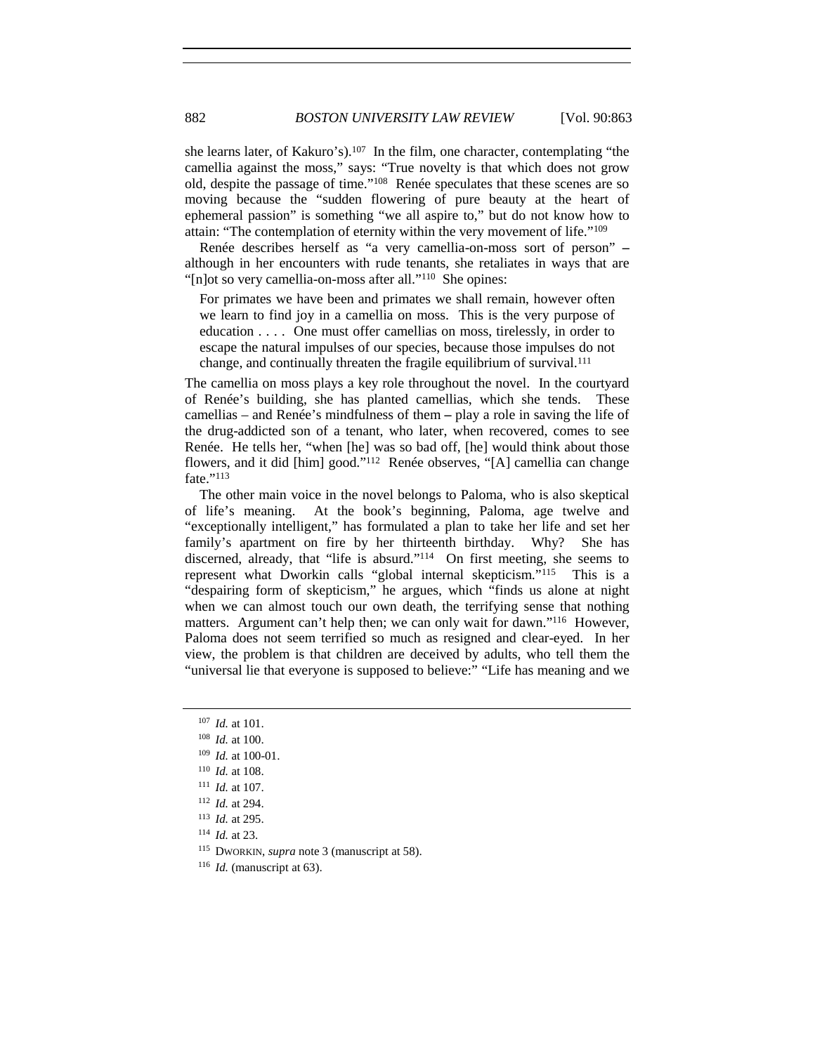she learns later, of Kakuro's).[107] In the film, one character, contemplating "the camellia against the moss," says: "True novelty is that which does not grow old, despite the passage of time."[108] Renée speculates that these scenes are so moving because the "sudden flowering of pure beauty at the heart of ephemeral passion" is something "we all aspire to," but do not know how to attain: "The contemplation of eternity within the very movement of life."[109]

Renée describes herself as "a very camellia-on-moss sort of person" – although in her encounters with rude tenants, she retaliates in ways that are "[n]ot so very camellia-on-moss after all."[110] She opines:

> For primates we have been and primates we shall remain, however often we learn to find joy in a camellia on moss. This is the very purpose of education . . . . One must offer camellias on moss, tirelessly, in order to escape the natural impulses of our species, because those impulses do not change, and continually threaten the fragile equilibrium of survival.[111]

The camellia on moss plays a key role throughout the novel. In the courtyard of Renée's building, she has planted camellias, which she tends. These camellias – and Renée's mindfulness of them – play a role in saving the life of the drug-addicted son of a tenant, who later, when recovered, comes to see Renée. He tells her, "when [he] was so bad off, [he] would think about those flowers, and it did [him] good."[112] Renée observes, "[A] camellia can change fate."[113]

The other main voice in the novel belongs to Paloma, who is also skeptical of life's meaning. At the book's beginning, Paloma, age twelve and "exceptionally intelligent," has formulated a plan to take her life and set her family's apartment on fire by her thirteenth birthday. Why? She has discerned, already, that "life is absurd."[114] On first meeting, she seems to represent what Dworkin calls "global internal skepticism."[115] This is a "despairing form of skepticism," he argues, which "finds us alone at night when we can almost touch our own death, the terrifying sense that nothing matters. Argument can't help then; we can only wait for dawn."[116] However, Paloma does not seem terrified so much as resigned and clear-eyed. In her view, the problem is that children are deceived by adults, who tell them the "universal lie that everyone is supposed to believe:" "Life has meaning and we

---

[107] *Id.* at 101.

[108] *Id.* at 100.

[109] *Id.* at 100-01.

[110] *Id.* at 108.

[111] *Id.* at 107.

[112] *Id.* at 294.

[113] *Id.* at 295.

[114] *Id.* at 23.

[115] DWORKIN, *supra* note 3 (manuscript at 58).

[116] *Id.* (manuscript at 63).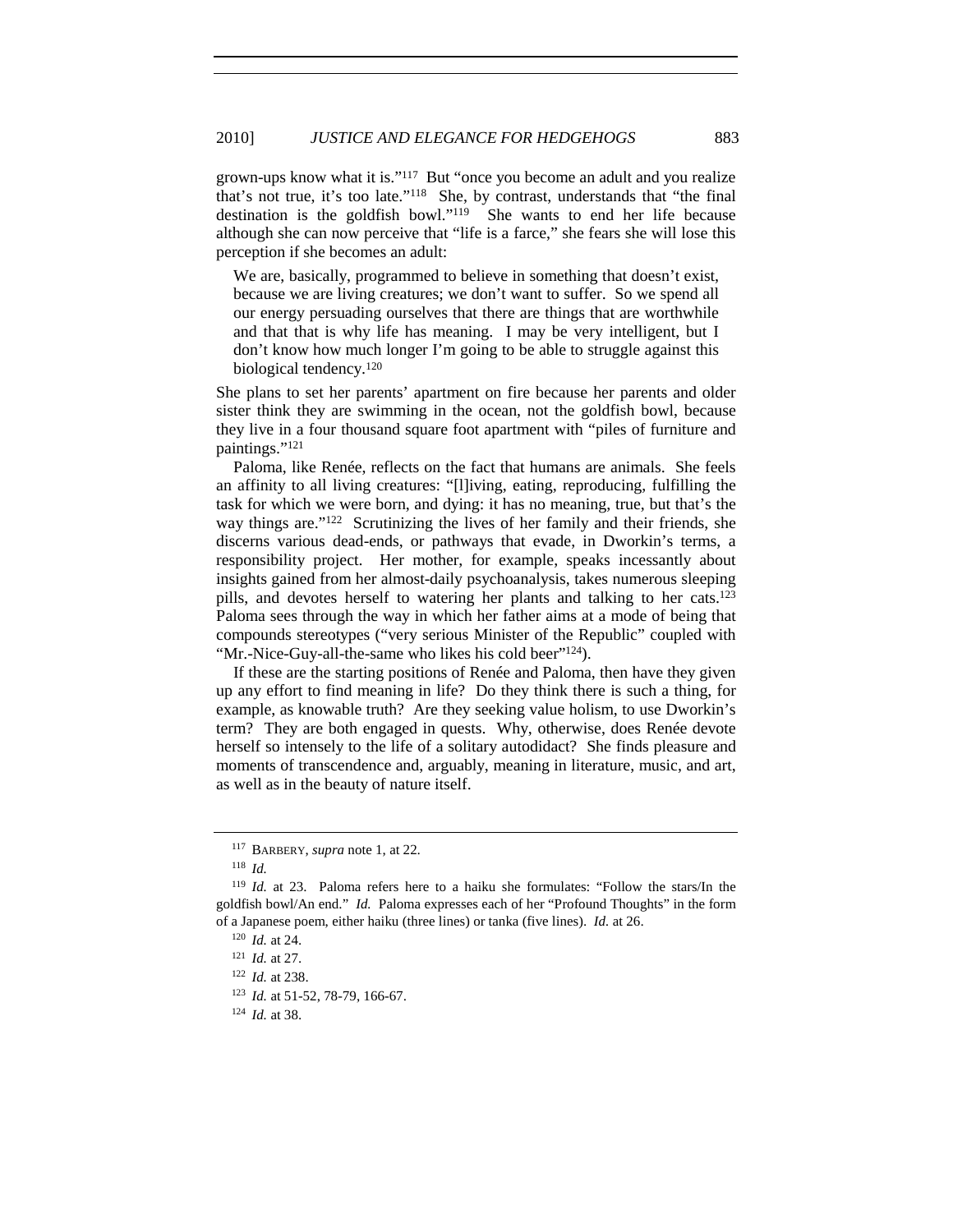grown-ups know what it is."[117] But "once you become an adult and you realize that's not true, it's too late."[118] She, by contrast, understands that "the final destination is the goldfish bowl."[119] She wants to end her life because although she can now perceive that "life is a farce," she fears she will lose this perception if she becomes an adult:

> We are, basically, programmed to believe in something that doesn't exist, because we are living creatures; we don't want to suffer. So we spend all our energy persuading ourselves that there are things that are worthwhile and that that is why life has meaning. I may be very intelligent, but I don't know how much longer I'm going to be able to struggle against this biological tendency.[120]

She plans to set her parents' apartment on fire because her parents and older sister think they are swimming in the ocean, not the goldfish bowl, because they live in a four thousand square foot apartment with "piles of furniture and paintings."[121]

Paloma, like Renée, reflects on the fact that humans are animals. She feels an affinity to all living creatures: "[l]iving, eating, reproducing, fulfilling the task for which we were born, and dying: it has no meaning, true, but that's the way things are."[122] Scrutinizing the lives of her family and their friends, she discerns various dead-ends, or pathways that evade, in Dworkin's terms, a responsibility project. Her mother, for example, speaks incessantly about insights gained from her almost-daily psychoanalysis, takes numerous sleeping pills, and devotes herself to watering her plants and talking to her cats.[123] Paloma sees through the way in which her father aims at a mode of being that compounds stereotypes ("very serious Minister of the Republic" coupled with "Mr.-Nice-Guy-all-the-same who likes his cold beer"[124]).

If these are the starting positions of Renée and Paloma, then have they given up any effort to find meaning in life? Do they think there is such a thing, for example, as knowable truth? Are they seeking value holism, to use Dworkin's term? They are both engaged in quests. Why, otherwise, does Renée devote herself so intensely to the life of a solitary autodidact? She finds pleasure and moments of transcendence and, arguably, meaning in literature, music, and art, as well as in the beauty of nature itself.

---

[117] BARBERY, *supra* note 1, at 22.

[118] *Id.*

[119] *Id.* at 23. Paloma refers here to a haiku she formulates: "Follow the stars/In the goldfish bowl/An end." *Id.* Paloma expresses each of her "Profound Thoughts" in the form of a Japanese poem, either haiku (three lines) or tanka (five lines). *Id.* at 26.

[120] *Id.* at 24.

[121] *Id.* at 27.

[122] *Id.* at 238.

[123] *Id.* at 51-52, 78-79, 166-67.

[124] *Id.* at 38.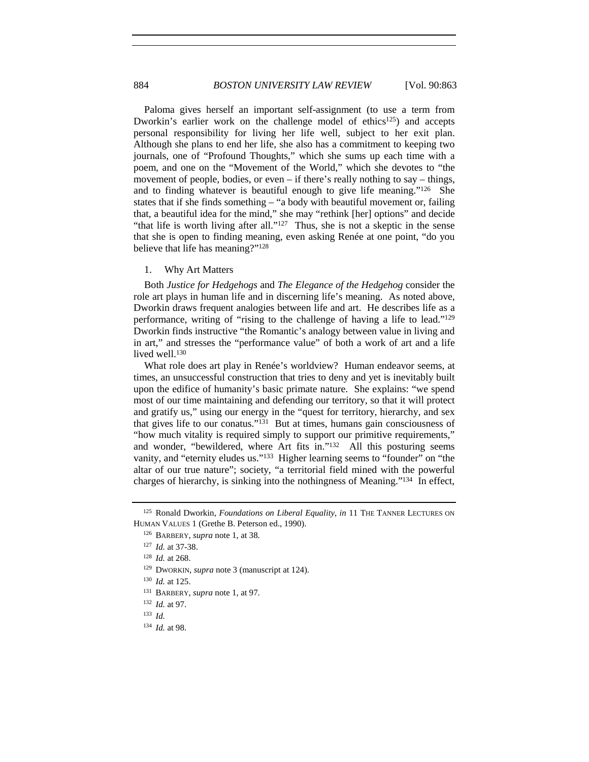Paloma gives herself an important self-assignment (to use a term from Dworkin's earlier work on the challenge model of ethics[125]) and accepts personal responsibility for living her life well, subject to her exit plan. Although she plans to end her life, she also has a commitment to keeping two journals, one of "Profound Thoughts," which she sums up each time with a poem, and one on the "Movement of the World," which she devotes to "the movement of people, bodies, or even – if there's really nothing to say – things, and to finding whatever is beautiful enough to give life meaning."[126] She states that if she finds something – "a body with beautiful movement or, failing that, a beautiful idea for the mind," she may "rethink [her] options" and decide "that life is worth living after all."[127] Thus, she is not a skeptic in the sense that she is open to finding meaning, even asking Renée at one point, "do you believe that life has meaning?"[128]

### 1. Why Art Matters

Both *Justice for Hedgehogs* and *The Elegance of the Hedgehog* consider the role art plays in human life and in discerning life's meaning. As noted above, Dworkin draws frequent analogies between life and art. He describes life as a performance, writing of "rising to the challenge of having a life to lead."[129] Dworkin finds instructive "the Romantic's analogy between value in living and in art," and stresses the "performance value" of both a work of art and a life lived well.[130]

What role does art play in Renée's worldview? Human endeavor seems, at times, an unsuccessful construction that tries to deny and yet is inevitably built upon the edifice of humanity's basic primate nature. She explains: "we spend most of our time maintaining and defending our territory, so that it will protect and gratify us," using our energy in the "quest for territory, hierarchy, and sex that gives life to our conatus."[131] But at times, humans gain consciousness of "how much vitality is required simply to support our primitive requirements," and wonder, "bewildered, where Art fits in."[132] All this posturing seems vanity, and "eternity eludes us."[133] Higher learning seems to "founder" on "the altar of our true nature"; society, "a territorial field mined with the powerful charges of hierarchy, is sinking into the nothingness of Meaning."[134] In effect,

---

[125] Ronald Dworkin, *Foundations on Liberal Equality*, *in* 11 THE TANNER LECTURES ON HUMAN VALUES 1 (Grethe B. Peterson ed., 1990).

[126] BARBERY, *supra* note 1, at 38.

[127] *Id.* at 37-38.

[128] *Id.* at 268.

[129] DWORKIN, *supra* note 3 (manuscript at 124).

[130] *Id.* at 125.

[131] BARBERY, *supra* note 1, at 97.

[132] *Id.* at 97.

[133] *Id.*

[134] *Id.* at 98.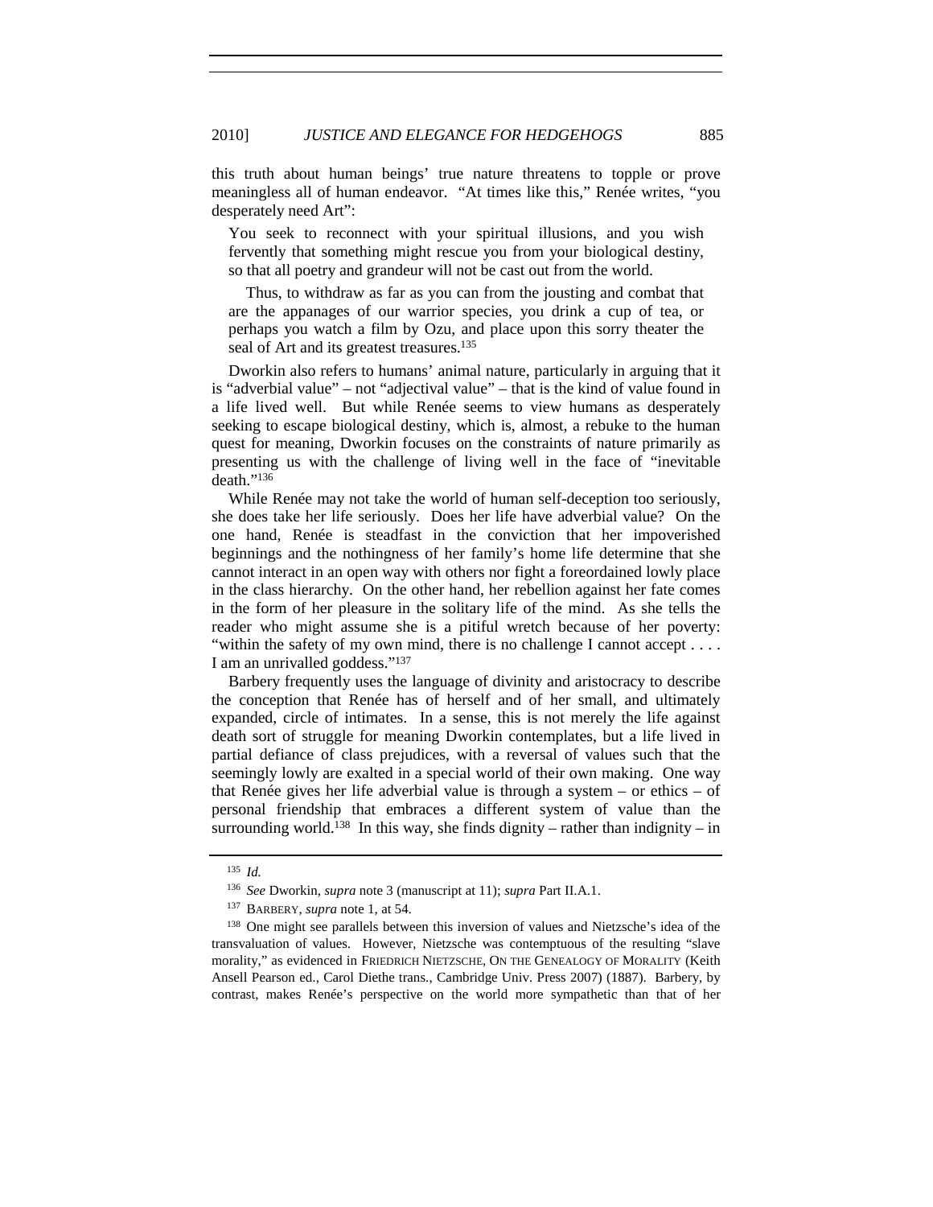this truth about human beings' true nature threatens to topple or prove meaningless all of human endeavor. "At times like this," Renée writes, "you desperately need Art":

> You seek to reconnect with your spiritual illusions, and you wish fervently that something might rescue you from your biological destiny, so that all poetry and grandeur will not be cast out from the world.
>
> Thus, to withdraw as far as you can from the jousting and combat that are the appanages of our warrior species, you drink a cup of tea, or perhaps you watch a film by Ozu, and place upon this sorry theater the seal of Art and its greatest treasures.[135]

Dworkin also refers to humans' animal nature, particularly in arguing that it is "adverbial value" – not "adjectival value" – that is the kind of value found in a life lived well. But while Renée seems to view humans as desperately seeking to escape biological destiny, which is, almost, a rebuke to the human quest for meaning, Dworkin focuses on the constraints of nature primarily as presenting us with the challenge of living well in the face of "inevitable death."[136]

While Renée may not take the world of human self-deception too seriously, she does take her life seriously. Does her life have adverbial value? On the one hand, Renée is steadfast in the conviction that her impoverished beginnings and the nothingness of her family's home life determine that she cannot interact in an open way with others nor fight a foreordained lowly place in the class hierarchy. On the other hand, her rebellion against her fate comes in the form of her pleasure in the solitary life of the mind. As she tells the reader who might assume she is a pitiful wretch because of her poverty: "within the safety of my own mind, there is no challenge I cannot accept . . . . I am an unrivalled goddess."[137]

Barbery frequently uses the language of divinity and aristocracy to describe the conception that Renée has of herself and of her small, and ultimately expanded, circle of intimates. In a sense, this is not merely the life against death sort of struggle for meaning Dworkin contemplates, but a life lived in partial defiance of class prejudices, with a reversal of values such that the seemingly lowly are exalted in a special world of their own making. One way that Renée gives her life adverbial value is through a system – or ethics – of personal friendship that embraces a different system of value than the surrounding world.[138] In this way, she finds dignity – rather than indignity – in

---

[135] *Id.*

[136] *See* Dworkin, *supra* note 3 (manuscript at 11); *supra* Part II.A.1.

[137] BARBERY, *supra* note 1, at 54.

[138] One might see parallels between this inversion of values and Nietzsche's idea of the transvaluation of values. However, Nietzsche was contemptuous of the resulting "slave morality," as evidenced in FRIEDRICH NIETZSCHE, ON THE GENEALOGY OF MORALITY (Keith Ansell Pearson ed., Carol Diethe trans., Cambridge Univ. Press 2007) (1887). Barbery, by contrast, makes Renée's perspective on the world more sympathetic than that of her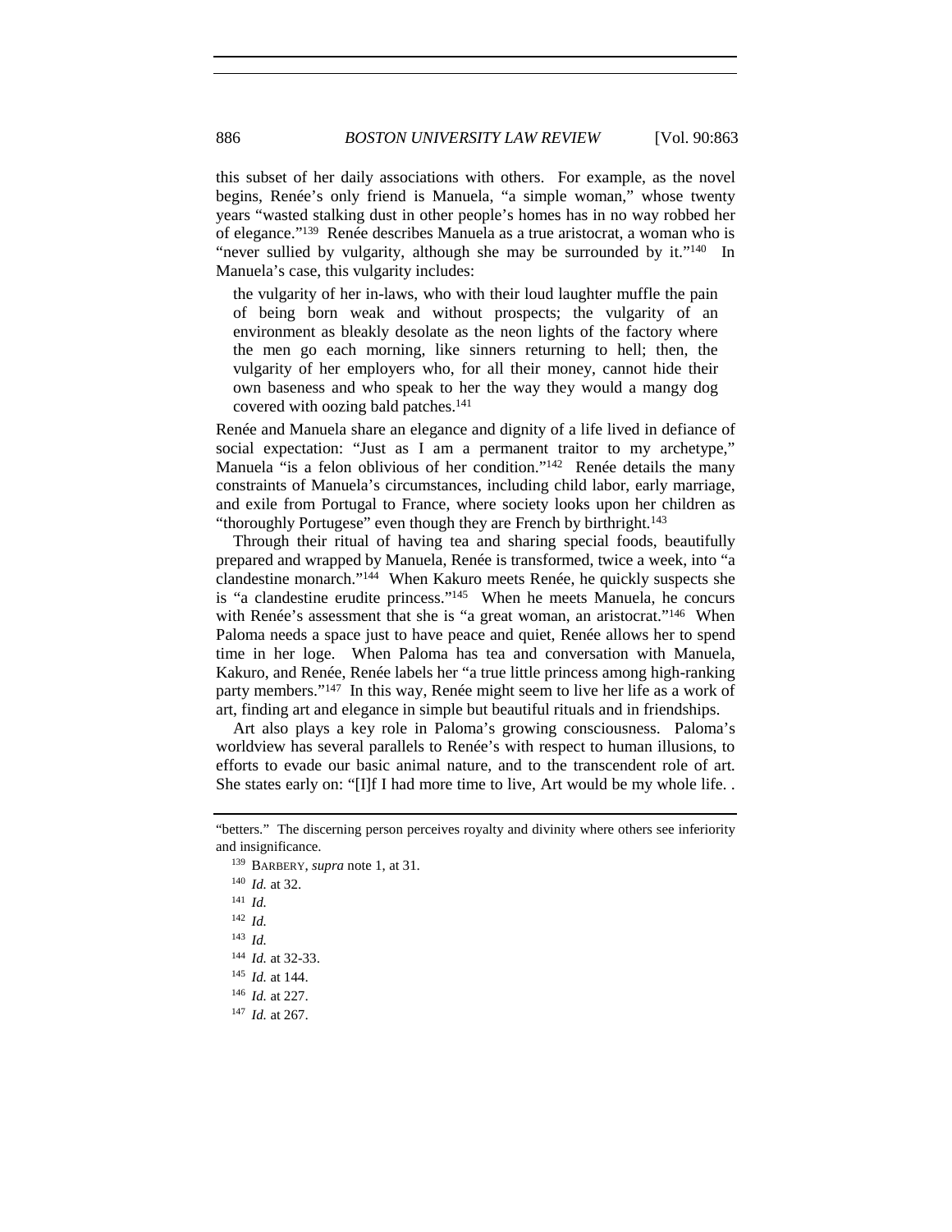this subset of her daily associations with others. For example, as the novel begins, Renée's only friend is Manuela, "a simple woman," whose twenty years "wasted stalking dust in other people's homes has in no way robbed her of elegance."[139] Renée describes Manuela as a true aristocrat, a woman who is "never sullied by vulgarity, although she may be surrounded by it."[140] In Manuela's case, this vulgarity includes:

> the vulgarity of her in-laws, who with their loud laughter muffle the pain of being born weak and without prospects; the vulgarity of an environment as bleakly desolate as the neon lights of the factory where the men go each morning, like sinners returning to hell; then, the vulgarity of her employers who, for all their money, cannot hide their own baseness and who speak to her the way they would a mangy dog covered with oozing bald patches.[141]

Renée and Manuela share an elegance and dignity of a life lived in defiance of social expectation: "Just as I am a permanent traitor to my archetype," Manuela "is a felon oblivious of her condition."[142] Renée details the many constraints of Manuela's circumstances, including child labor, early marriage, and exile from Portugal to France, where society looks upon her children as "thoroughly Portugese" even though they are French by birthright.[143]

Through their ritual of having tea and sharing special foods, beautifully prepared and wrapped by Manuela, Renée is transformed, twice a week, into "a clandestine monarch."[144] When Kakuro meets Renée, he quickly suspects she is "a clandestine erudite princess."[145] When he meets Manuela, he concurs with Renée's assessment that she is "a great woman, an aristocrat."[146] When Paloma needs a space just to have peace and quiet, Renée allows her to spend time in her loge. When Paloma has tea and conversation with Manuela, Kakuro, and Renée, Renée labels her "a true little princess among high-ranking party members."[147] In this way, Renée might seem to live her life as a work of art, finding art and elegance in simple but beautiful rituals and in friendships.

Art also plays a key role in Paloma's growing consciousness. Paloma's worldview has several parallels to Renée's with respect to human illusions, to efforts to evade our basic animal nature, and to the transcendent role of art. She states early on: "[I]f I had more time to live, Art would be my whole life. .

---

"betters." The discerning person perceives royalty and divinity where others see inferiority and insignificance.

[139] BARBERY, *supra* note 1, at 31.

[140] *Id.* at 32.

[141] *Id.*

[142] *Id.*

[143] *Id.*

[144] *Id.* at 32-33.

[145] *Id.* at 144.

[146] *Id.* at 227.

[147] *Id.* at 267.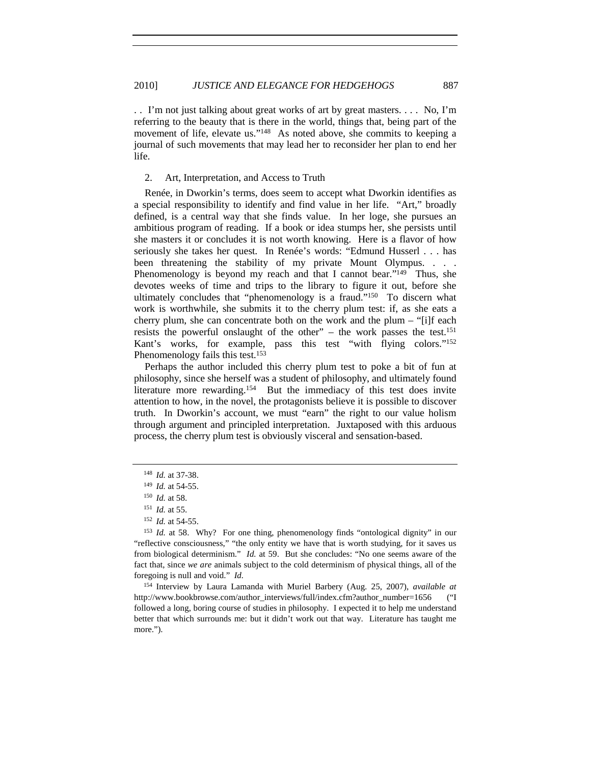. . I'm not just talking about great works of art by great masters. . . . No, I'm referring to the beauty that is there in the world, things that, being part of the movement of life, elevate us."[148] As noted above, she commits to keeping a journal of such movements that may lead her to reconsider her plan to end her life.

### 2. Art, Interpretation, and Access to Truth

Renée, in Dworkin's terms, does seem to accept what Dworkin identifies as a special responsibility to identify and find value in her life. "Art," broadly defined, is a central way that she finds value. In her loge, she pursues an ambitious program of reading. If a book or idea stumps her, she persists until she masters it or concludes it is not worth knowing. Here is a flavor of how seriously she takes her quest. In Renée's words: "Edmund Husserl . . . has been threatening the stability of my private Mount Olympus. . . . Phenomenology is beyond my reach and that I cannot bear."[149] Thus, she devotes weeks of time and trips to the library to figure it out, before she ultimately concludes that "phenomenology is a fraud."[150] To discern what work is worthwhile, she submits it to the cherry plum test: if, as she eats a cherry plum, she can concentrate both on the work and the plum – "[i]f each resists the powerful onslaught of the other" – the work passes the test.[151] Kant's works, for example, pass this test "with flying colors."[152] Phenomenology fails this test.[153]

Perhaps the author included this cherry plum test to poke a bit of fun at philosophy, since she herself was a student of philosophy, and ultimately found literature more rewarding.[154] But the immediacy of this test does invite attention to how, in the novel, the protagonists believe it is possible to discover truth. In Dworkin's account, we must "earn" the right to our value holism through argument and principled interpretation. Juxtaposed with this arduous process, the cherry plum test is obviously visceral and sensation-based.

---

[148] *Id.* at 37-38.

[149] *Id.* at 54-55.

[150] *Id.* at 58.

[151] *Id.* at 55.

[152] *Id.* at 54-55.

[153] *Id.* at 58. Why? For one thing, phenomenology finds "ontological dignity" in our "reflective consciousness," "the only entity we have that is worth studying, for it saves us from biological determinism." *Id.* at 59. But she concludes: "No one seems aware of the fact that, since *we are* animals subject to the cold determinism of physical things, all of the foregoing is null and void." *Id.*

[154] Interview by Laura Lamanda with Muriel Barbery (Aug. 25, 2007), *available at* http://www.bookbrowse.com/author_interviews/full/index.cfm?author_number=1656 ("I followed a long, boring course of studies in philosophy. I expected it to help me understand better that which surrounds me: but it didn't work out that way. Literature has taught me more.").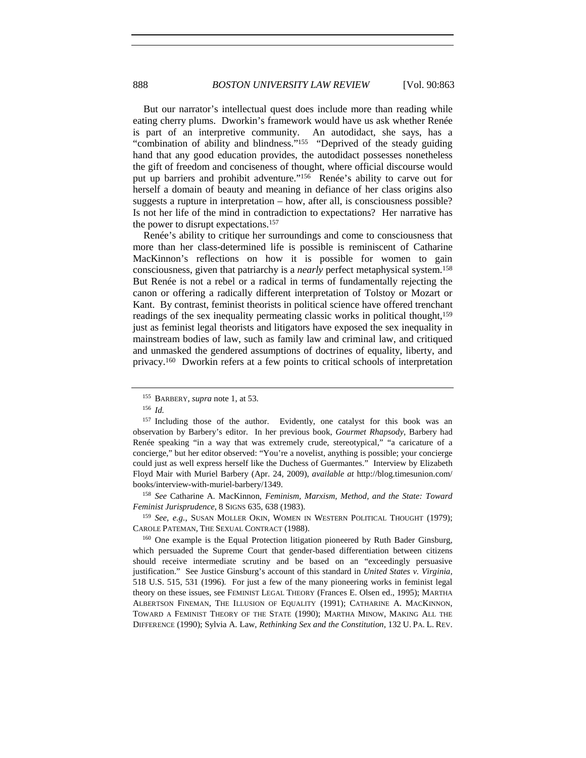But our narrator's intellectual quest does include more than reading while eating cherry plums. Dworkin's framework would have us ask whether Renée is part of an interpretive community. An autodidact, she says, has a "combination of ability and blindness."[155] "Deprived of the steady guiding hand that any good education provides, the autodidact possesses nonetheless the gift of freedom and conciseness of thought, where official discourse would put up barriers and prohibit adventure."[156] Renée's ability to carve out for herself a domain of beauty and meaning in defiance of her class origins also suggests a rupture in interpretation – how, after all, is consciousness possible? Is not her life of the mind in contradiction to expectations? Her narrative has the power to disrupt expectations.[157]

Renée's ability to critique her surroundings and come to consciousness that more than her class-determined life is possible is reminiscent of Catharine MacKinnon's reflections on how it is possible for women to gain consciousness, given that patriarchy is a *nearly* perfect metaphysical system.[158] But Renée is not a rebel or a radical in terms of fundamentally rejecting the canon or offering a radically different interpretation of Tolstoy or Mozart or Kant. By contrast, feminist theorists in political science have offered trenchant readings of the sex inequality permeating classic works in political thought,[159] just as feminist legal theorists and litigators have exposed the sex inequality in mainstream bodies of law, such as family law and criminal law, and critiqued and unmasked the gendered assumptions of doctrines of equality, liberty, and privacy.[160] Dworkin refers at a few points to critical schools of interpretation

---

[155] BARBERY, *supra* note 1, at 53.

[156] *Id.*

[157] Including those of the author. Evidently, one catalyst for this book was an observation by Barbery's editor. In her previous book, *Gourmet Rhapsody*, Barbery had Renée speaking "in a way that was extremely crude, stereotypical," "a caricature of a concierge," but her editor observed: "You're a novelist, anything is possible; your concierge could just as well express herself like the Duchess of Guermantes." Interview by Elizabeth Floyd Mair with Muriel Barbery (Apr. 24, 2009), *available at* http://blog.timesunion.com/books/interview-with-muriel-barbery/1349.

[158] *See* Catharine A. MacKinnon, *Feminism, Marxism, Method, and the State: Toward Feminist Jurisprudence*, 8 SIGNS 635, 638 (1983).

[159] *See, e.g.*, SUSAN MOLLER OKIN, WOMEN IN WESTERN POLITICAL THOUGHT (1979); CAROLE PATEMAN, THE SEXUAL CONTRACT (1988).

[160] One example is the Equal Protection litigation pioneered by Ruth Bader Ginsburg, which persuaded the Supreme Court that gender-based differentiation between citizens should receive intermediate scrutiny and be based on an "exceedingly persuasive justification." See Justice Ginsburg's account of this standard in *United States v. Virginia*, 518 U.S. 515, 531 (1996). For just a few of the many pioneering works in feminist legal theory on these issues, see FEMINIST LEGAL THEORY (Frances E. Olsen ed., 1995); MARTHA ALBERTSON FINEMAN, THE ILLUSION OF EQUALITY (1991); CATHARINE A. MACKINNON, TOWARD A FEMINIST THEORY OF THE STATE (1990); MARTHA MINOW, MAKING ALL THE DIFFERENCE (1990); Sylvia A. Law, *Rethinking Sex and the Constitution*, 132 U. PA. L. REV.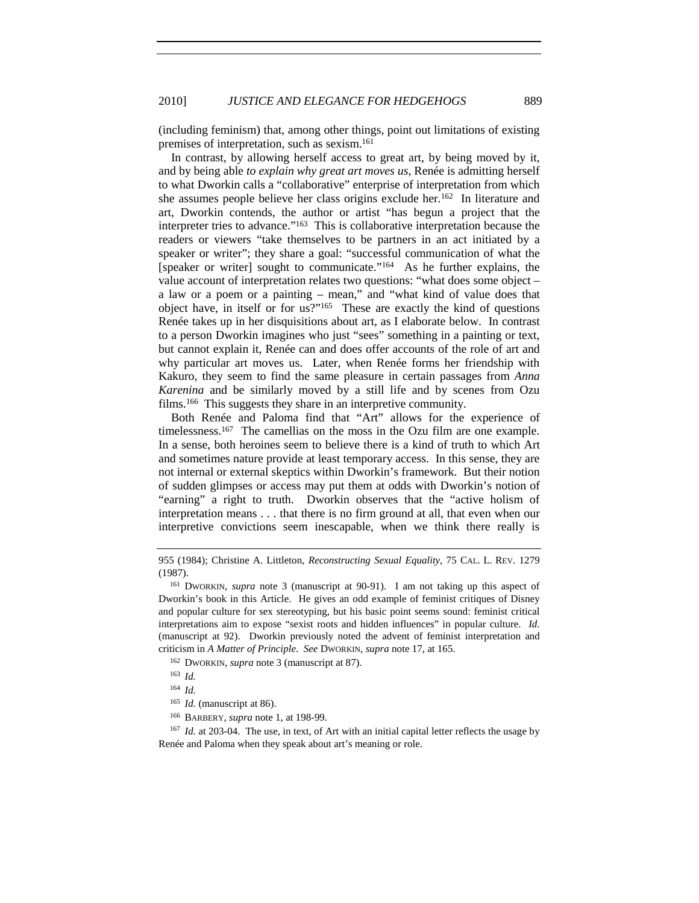(including feminism) that, among other things, point out limitations of existing premises of interpretation, such as sexism.[161]

In contrast, by allowing herself access to great art, by being moved by it, and by being able *to explain why great art moves us*, Renée is admitting herself to what Dworkin calls a "collaborative" enterprise of interpretation from which she assumes people believe her class origins exclude her.[162] In literature and art, Dworkin contends, the author or artist "has begun a project that the interpreter tries to advance."[163] This is collaborative interpretation because the readers or viewers "take themselves to be partners in an act initiated by a speaker or writer"; they share a goal: "successful communication of what the [speaker or writer] sought to communicate."[164] As he further explains, the value account of interpretation relates two questions: "what does some object – a law or a poem or a painting – mean," and "what kind of value does that object have, in itself or for us?"[165] These are exactly the kind of questions Renée takes up in her disquisitions about art, as I elaborate below. In contrast to a person Dworkin imagines who just "sees" something in a painting or text, but cannot explain it, Renée can and does offer accounts of the role of art and why particular art moves us. Later, when Renée forms her friendship with Kakuro, they seem to find the same pleasure in certain passages from *Anna Karenina* and be similarly moved by a still life and by scenes from Ozu films.[166] This suggests they share in an interpretive community.

Both Renée and Paloma find that "Art" allows for the experience of timelessness.[167] The camellias on the moss in the Ozu film are one example. In a sense, both heroines seem to believe there is a kind of truth to which Art and sometimes nature provide at least temporary access. In this sense, they are not internal or external skeptics within Dworkin's framework. But their notion of sudden glimpses or access may put them at odds with Dworkin's notion of "earning" a right to truth. Dworkin observes that the "active holism of interpretation means . . . that there is no firm ground at all, that even when our interpretive convictions seem inescapable, when we think there really is

---

955 (1984); Christine A. Littleton, *Reconstructing Sexual Equality*, 75 CAL. L. REV. 1279 (1987).

[161] DWORKIN, *supra* note 3 (manuscript at 90-91). I am not taking up this aspect of Dworkin's book in this Article. He gives an odd example of feminist critiques of Disney and popular culture for sex stereotyping, but his basic point seems sound: feminist critical interpretations aim to expose "sexist roots and hidden influences" in popular culture. *Id.* (manuscript at 92). Dworkin previously noted the advent of feminist interpretation and criticism in *A Matter of Principle*. *See* DWORKIN, *supra* note 17, at 165.

[162] DWORKIN, *supra* note 3 (manuscript at 87).

[163] *Id.*

[164] *Id.*

[165] *Id.* (manuscript at 86).

[166] BARBERY, *supra* note 1, at 198-99.

[167] *Id.* at 203-04. The use, in text, of Art with an initial capital letter reflects the usage by Renée and Paloma when they speak about art's meaning or role.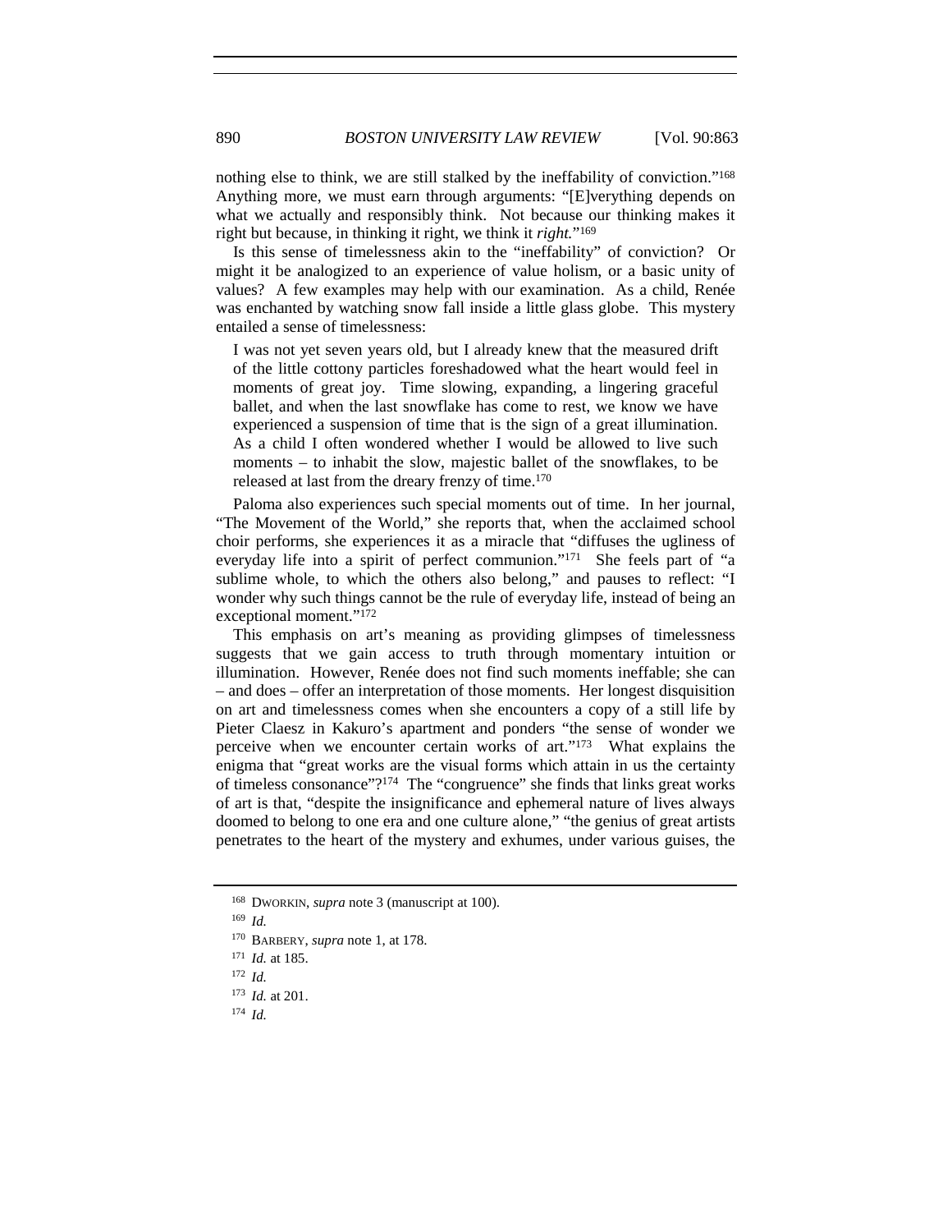nothing else to think, we are still stalked by the ineffability of conviction."[168] Anything more, we must earn through arguments: "[E]verything depends on what we actually and responsibly think. Not because our thinking makes it right but because, in thinking it right, we think it *right.*"[169]

Is this sense of timelessness akin to the "ineffability" of conviction? Or might it be analogized to an experience of value holism, or a basic unity of values? A few examples may help with our examination. As a child, Renée was enchanted by watching snow fall inside a little glass globe. This mystery entailed a sense of timelessness:

> I was not yet seven years old, but I already knew that the measured drift of the little cottony particles foreshadowed what the heart would feel in moments of great joy. Time slowing, expanding, a lingering graceful ballet, and when the last snowflake has come to rest, we know we have experienced a suspension of time that is the sign of a great illumination. As a child I often wondered whether I would be allowed to live such moments – to inhabit the slow, majestic ballet of the snowflakes, to be released at last from the dreary frenzy of time.[170]

Paloma also experiences such special moments out of time. In her journal, "The Movement of the World," she reports that, when the acclaimed school choir performs, she experiences it as a miracle that "diffuses the ugliness of everyday life into a spirit of perfect communion."[171] She feels part of "a sublime whole, to which the others also belong," and pauses to reflect: "I wonder why such things cannot be the rule of everyday life, instead of being an exceptional moment."[172]

This emphasis on art's meaning as providing glimpses of timelessness suggests that we gain access to truth through momentary intuition or illumination. However, Renée does not find such moments ineffable; she can – and does – offer an interpretation of those moments. Her longest disquisition on art and timelessness comes when she encounters a copy of a still life by Pieter Claesz in Kakuro's apartment and ponders "the sense of wonder we perceive when we encounter certain works of art."[173] What explains the enigma that "great works are the visual forms which attain in us the certainty of timeless consonance"?[174] The "congruence" she finds that links great works of art is that, "despite the insignificance and ephemeral nature of lives always doomed to belong to one era and one culture alone," "the genius of great artists penetrates to the heart of the mystery and exhumes, under various guises, the

---

[168] DWORKIN, *supra* note 3 (manuscript at 100).

[169] *Id.*

[170] BARBERY, *supra* note 1, at 178.

[171] *Id.* at 185.

[172] *Id.*

[173] *Id.* at 201.

[174] *Id.*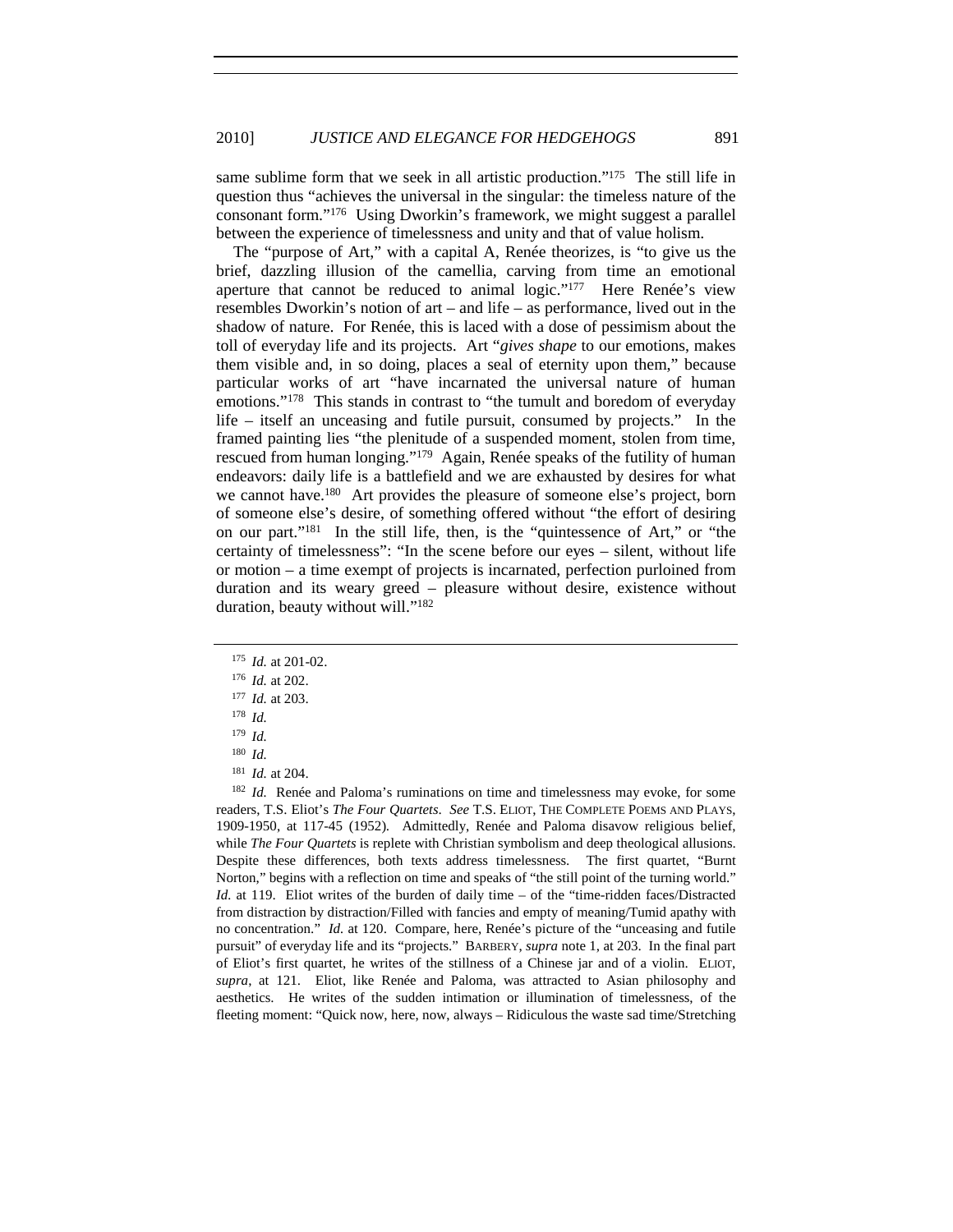same sublime form that we seek in all artistic production."[175] The still life in question thus "achieves the universal in the singular: the timeless nature of the consonant form."[176] Using Dworkin's framework, we might suggest a parallel between the experience of timelessness and unity and that of value holism.

The "purpose of Art," with a capital A, Renée theorizes, is "to give us the brief, dazzling illusion of the camellia, carving from time an emotional aperture that cannot be reduced to animal logic."[177] Here Renée's view resembles Dworkin's notion of art – and life – as performance, lived out in the shadow of nature. For Renée, this is laced with a dose of pessimism about the toll of everyday life and its projects. Art "*gives shape* to our emotions, makes them visible and, in so doing, places a seal of eternity upon them," because particular works of art "have incarnated the universal nature of human emotions."[178] This stands in contrast to "the tumult and boredom of everyday life – itself an unceasing and futile pursuit, consumed by projects." In the framed painting lies "the plenitude of a suspended moment, stolen from time, rescued from human longing."[179] Again, Renée speaks of the futility of human endeavors: daily life is a battlefield and we are exhausted by desires for what we cannot have.[180] Art provides the pleasure of someone else's project, born of someone else's desire, of something offered without "the effort of desiring on our part."[181] In the still life, then, is the "quintessence of Art," or "the certainty of timelessness": "In the scene before our eyes – silent, without life or motion – a time exempt of projects is incarnated, perfection purloined from duration and its weary greed – pleasure without desire, existence without duration, beauty without will."[182]

---

[175] *Id.* at 201-02.

[176] *Id.* at 202.

[177] *Id.* at 203.

[178] *Id.*

[179] *Id.*

[180] *Id.*

[181] *Id.* at 204.

[182] *Id.* Renée and Paloma's ruminations on time and timelessness may evoke, for some readers, T.S. Eliot's *The Four Quartets*. *See* T.S. ELIOT, THE COMPLETE POEMS AND PLAYS, 1909-1950, at 117-45 (1952). Admittedly, Renée and Paloma disavow religious belief, while *The Four Quartets* is replete with Christian symbolism and deep theological allusions. Despite these differences, both texts address timelessness. The first quartet, "Burnt Norton," begins with a reflection on time and speaks of "the still point of the turning world." *Id.* at 119. Eliot writes of the burden of daily time – of the "time-ridden faces/Distracted from distraction by distraction/Filled with fancies and empty of meaning/Tumid apathy with no concentration." *Id.* at 120. Compare, here, Renée's picture of the "unceasing and futile pursuit" of everyday life and its "projects." BARBERY, *supra* note 1, at 203. In the final part of Eliot's first quartet, he writes of the stillness of a Chinese jar and of a violin. ELIOT, *supra*, at 121. Eliot, like Renée and Paloma, was attracted to Asian philosophy and aesthetics. He writes of the sudden intimation or illumination of timelessness, of the fleeting moment: "Quick now, here, now, always – Ridiculous the waste sad time/Stretching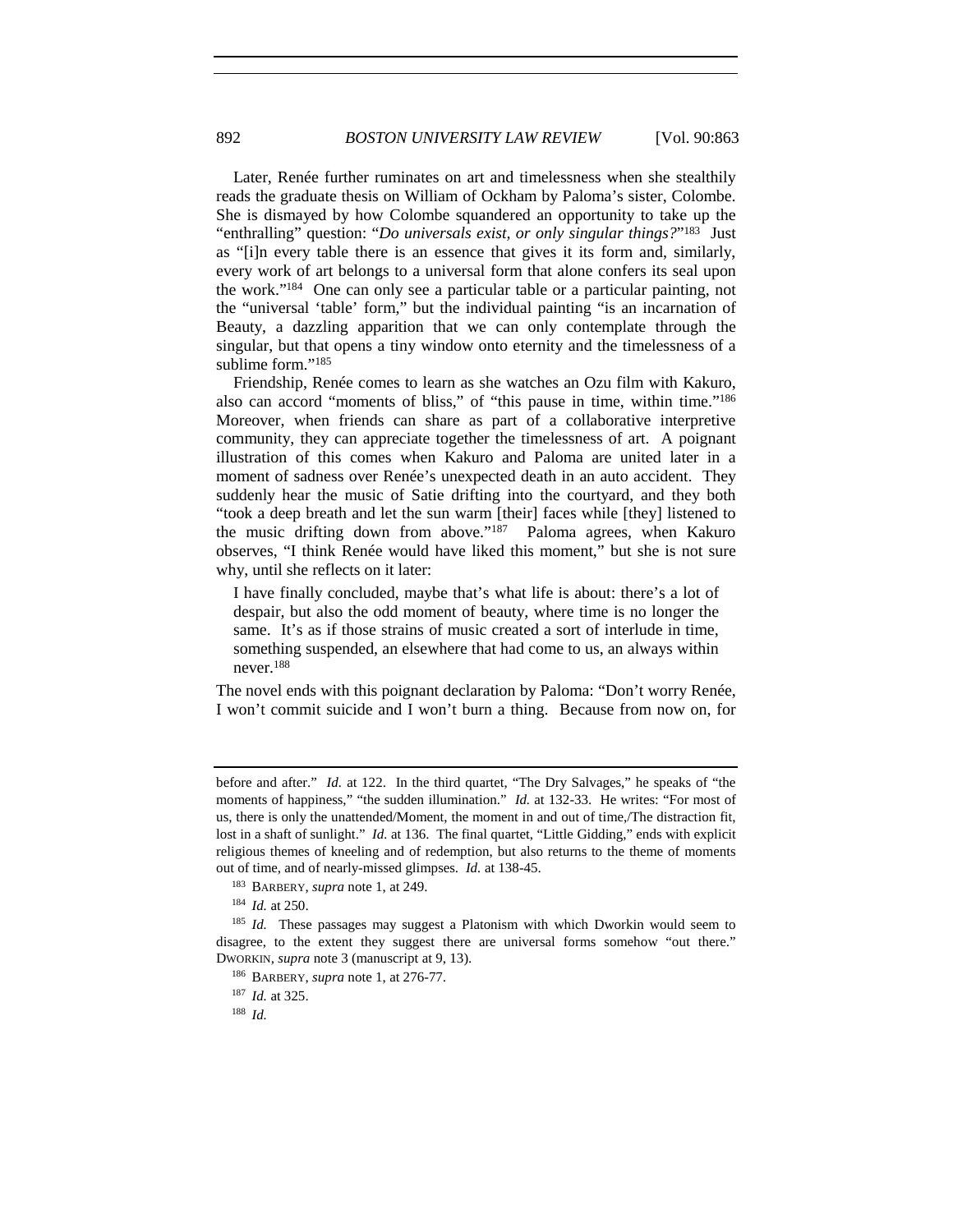Later, Renée further ruminates on art and timelessness when she stealthily reads the graduate thesis on William of Ockham by Paloma's sister, Colombe. She is dismayed by how Colombe squandered an opportunity to take up the "enthralling" question: "*Do universals exist, or only singular things?*"[183] Just as "[i]n every table there is an essence that gives it its form and, similarly, every work of art belongs to a universal form that alone confers its seal upon the work."[184] One can only see a particular table or a particular painting, not the "universal 'table' form," but the individual painting "is an incarnation of Beauty, a dazzling apparition that we can only contemplate through the singular, but that opens a tiny window onto eternity and the timelessness of a sublime form."[185]

Friendship, Renée comes to learn as she watches an Ozu film with Kakuro, also can accord "moments of bliss," of "this pause in time, within time."[186] Moreover, when friends can share as part of a collaborative interpretive community, they can appreciate together the timelessness of art. A poignant illustration of this comes when Kakuro and Paloma are united later in a moment of sadness over Renée's unexpected death in an auto accident. They suddenly hear the music of Satie drifting into the courtyard, and they both "took a deep breath and let the sun warm [their] faces while [they] listened to the music drifting down from above."[187] Paloma agrees, when Kakuro observes, "I think Renée would have liked this moment," but she is not sure why, until she reflects on it later:

> I have finally concluded, maybe that's what life is about: there's a lot of despair, but also the odd moment of beauty, where time is no longer the same. It's as if those strains of music created a sort of interlude in time, something suspended, an elsewhere that had come to us, an always within never.[188]

The novel ends with this poignant declaration by Paloma: "Don't worry Renée, I won't commit suicide and I won't burn a thing. Because from now on, for

---

before and after." *Id.* at 122. In the third quartet, "The Dry Salvages," he speaks of "the moments of happiness," "the sudden illumination." *Id.* at 132-33. He writes: "For most of us, there is only the unattended/Moment, the moment in and out of time,/The distraction fit, lost in a shaft of sunlight." *Id.* at 136. The final quartet, "Little Gidding," ends with explicit religious themes of kneeling and of redemption, but also returns to the theme of moments out of time, and of nearly-missed glimpses. *Id.* at 138-45.

[183] BARBERY, *supra* note 1, at 249.

[184] *Id.* at 250.

[185] *Id.* These passages may suggest a Platonism with which Dworkin would seem to disagree, to the extent they suggest there are universal forms somehow "out there." DWORKIN, *supra* note 3 (manuscript at 9, 13).

[186] BARBERY, *supra* note 1, at 276-77.

[187] *Id.* at 325.

[188] *Id.*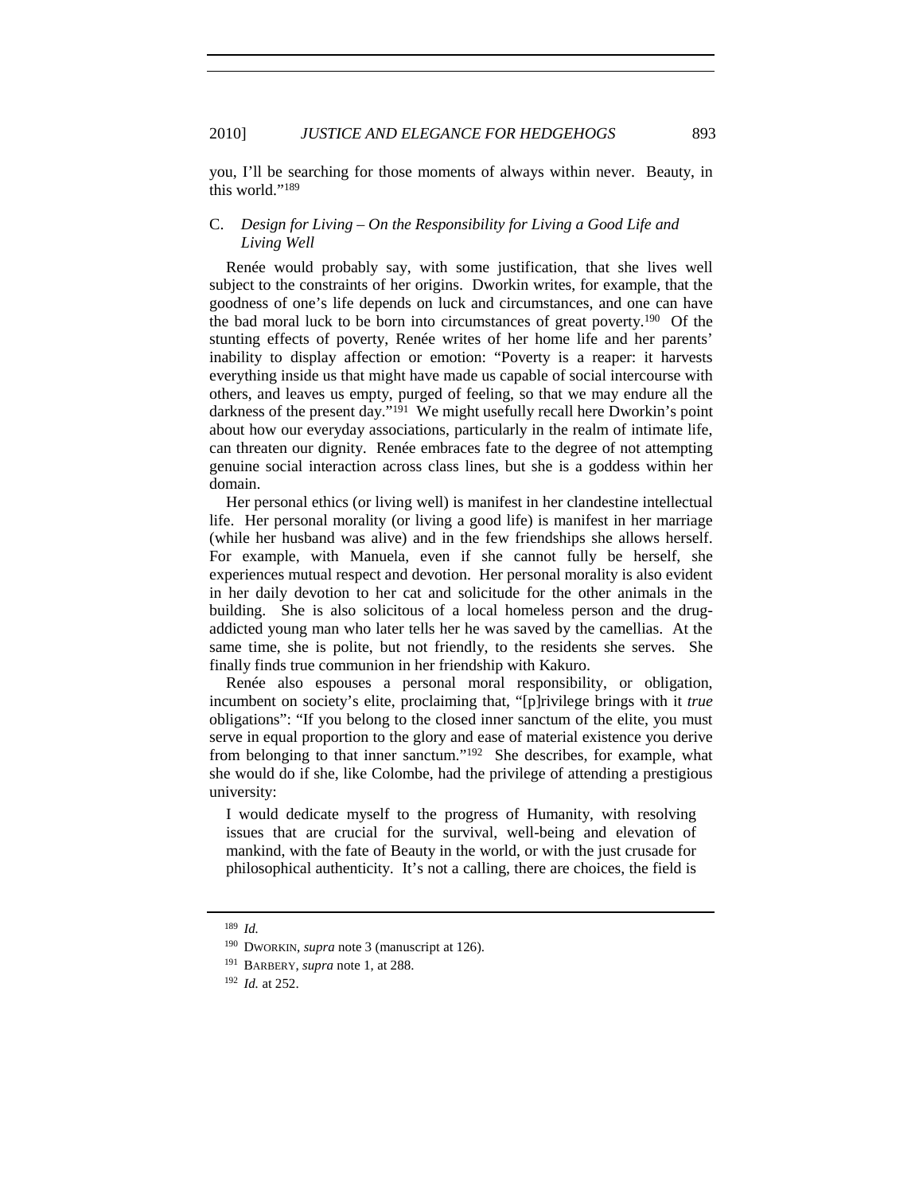you, I'll be searching for those moments of always within never. Beauty, in this world."[189]

### C. *Design for Living – On the Responsibility for Living a Good Life and Living Well*

Renée would probably say, with some justification, that she lives well subject to the constraints of her origins. Dworkin writes, for example, that the goodness of one's life depends on luck and circumstances, and one can have the bad moral luck to be born into circumstances of great poverty.[190] Of the stunting effects of poverty, Renée writes of her home life and her parents' inability to display affection or emotion: "Poverty is a reaper: it harvests everything inside us that might have made us capable of social intercourse with others, and leaves us empty, purged of feeling, so that we may endure all the darkness of the present day."[191] We might usefully recall here Dworkin's point about how our everyday associations, particularly in the realm of intimate life, can threaten our dignity. Renée embraces fate to the degree of not attempting genuine social interaction across class lines, but she is a goddess within her domain.

Her personal ethics (or living well) is manifest in her clandestine intellectual life. Her personal morality (or living a good life) is manifest in her marriage (while her husband was alive) and in the few friendships she allows herself. For example, with Manuela, even if she cannot fully be herself, she experiences mutual respect and devotion. Her personal morality is also evident in her daily devotion to her cat and solicitude for the other animals in the building. She is also solicitous of a local homeless person and the drug-addicted young man who later tells her he was saved by the camellias. At the same time, she is polite, but not friendly, to the residents she serves. She finally finds true communion in her friendship with Kakuro.

Renée also espouses a personal moral responsibility, or obligation, incumbent on society's elite, proclaiming that, "[p]rivilege brings with it *true* obligations": "If you belong to the closed inner sanctum of the elite, you must serve in equal proportion to the glory and ease of material existence you derive from belonging to that inner sanctum."[192] She describes, for example, what she would do if she, like Colombe, had the privilege of attending a prestigious university:

> I would dedicate myself to the progress of Humanity, with resolving issues that are crucial for the survival, well-being and elevation of mankind, with the fate of Beauty in the world, or with the just crusade for philosophical authenticity. It's not a calling, there are choices, the field is

---

[189] *Id.*

[190] DWORKIN, *supra* note 3 (manuscript at 126).

[191] BARBERY, *supra* note 1, at 288.

[192] *Id.* at 252.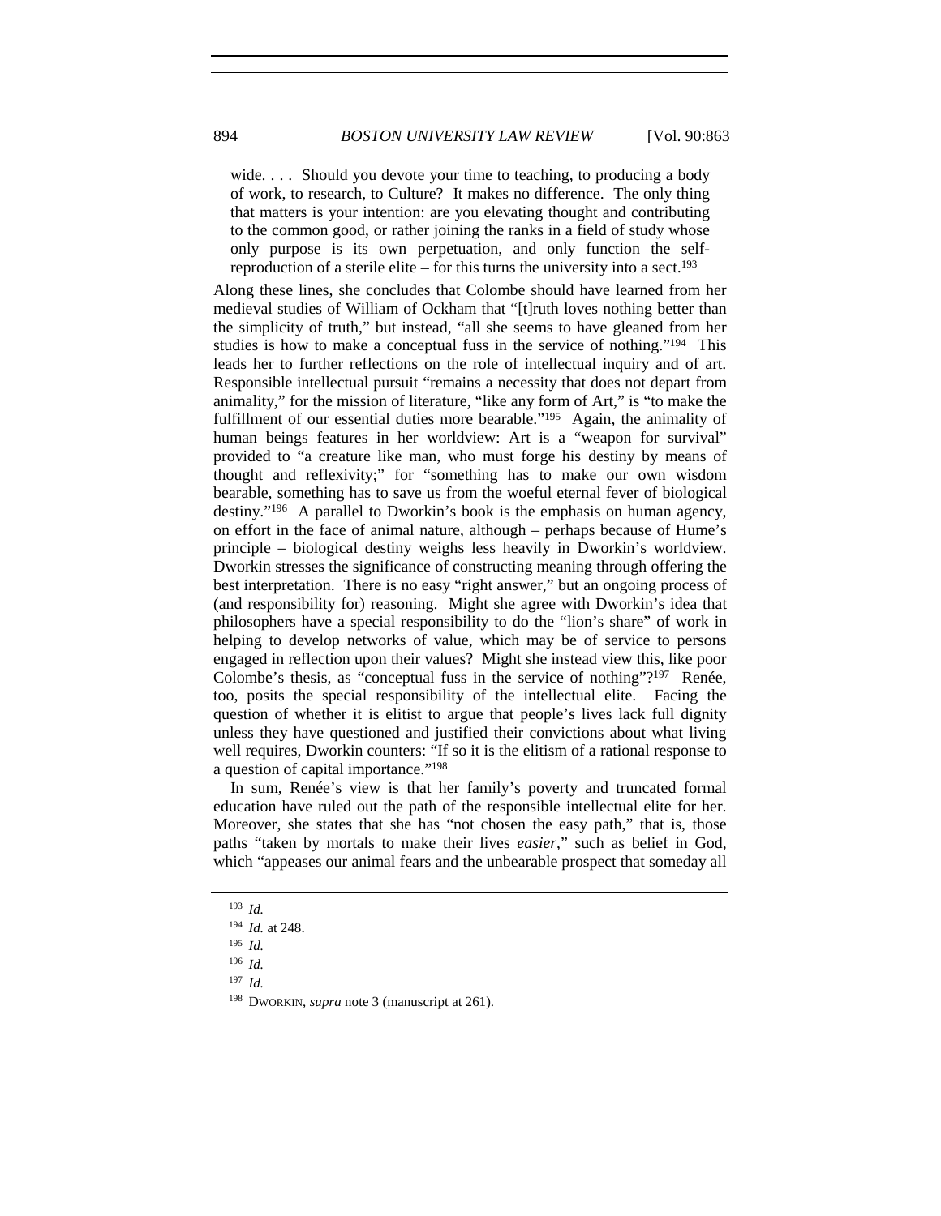> wide. . . . Should you devote your time to teaching, to producing a body of work, to research, to Culture? It makes no difference. The only thing that matters is your intention: are you elevating thought and contributing to the common good, or rather joining the ranks in a field of study whose only purpose is its own perpetuation, and only function the self-reproduction of a sterile elite – for this turns the university into a sect.[193]

Along these lines, she concludes that Colombe should have learned from her medieval studies of William of Ockham that "[t]ruth loves nothing better than the simplicity of truth," but instead, "all she seems to have gleaned from her studies is how to make a conceptual fuss in the service of nothing."[194] This leads her to further reflections on the role of intellectual inquiry and of art. Responsible intellectual pursuit "remains a necessity that does not depart from animality," for the mission of literature, "like any form of Art," is "to make the fulfillment of our essential duties more bearable."[195] Again, the animality of human beings features in her worldview: Art is a "weapon for survival" provided to "a creature like man, who must forge his destiny by means of thought and reflexivity;" for "something has to make our own wisdom bearable, something has to save us from the woeful eternal fever of biological destiny."[196] A parallel to Dworkin's book is the emphasis on human agency, on effort in the face of animal nature, although – perhaps because of Hume's principle – biological destiny weighs less heavily in Dworkin's worldview. Dworkin stresses the significance of constructing meaning through offering the best interpretation. There is no easy "right answer," but an ongoing process of (and responsibility for) reasoning. Might she agree with Dworkin's idea that philosophers have a special responsibility to do the "lion's share" of work in helping to develop networks of value, which may be of service to persons engaged in reflection upon their values? Might she instead view this, like poor Colombe's thesis, as "conceptual fuss in the service of nothing"?[197] Renée, too, posits the special responsibility of the intellectual elite. Facing the question of whether it is elitist to argue that people's lives lack full dignity unless they have questioned and justified their convictions about what living well requires, Dworkin counters: "If so it is the elitism of a rational response to a question of capital importance."[198]

In sum, Renée's view is that her family's poverty and truncated formal education have ruled out the path of the responsible intellectual elite for her. Moreover, she states that she has "not chosen the easy path," that is, those paths "taken by mortals to make their lives *easier*," such as belief in God, which "appeases our animal fears and the unbearable prospect that someday all

---

[193] *Id.*

[194] *Id.* at 248.

[195] *Id.*

[196] *Id.*

[197] *Id.*

[198] DWORKIN, *supra* note 3 (manuscript at 261).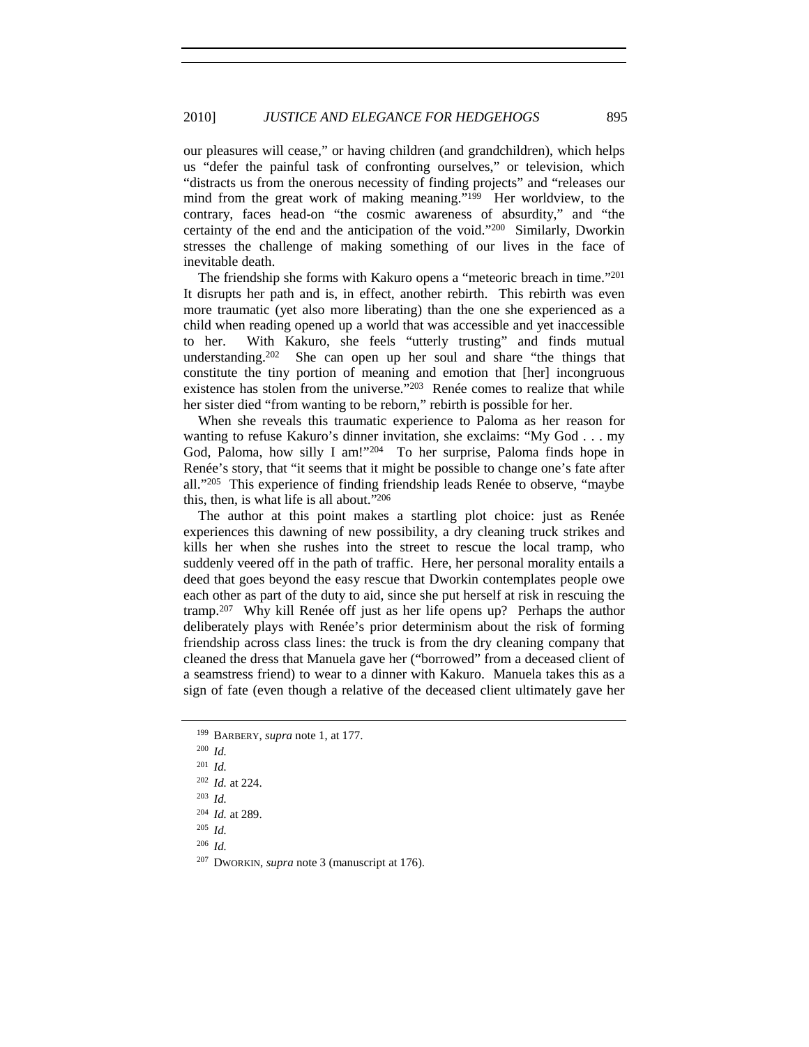our pleasures will cease," or having children (and grandchildren), which helps us "defer the painful task of confronting ourselves," or television, which "distracts us from the onerous necessity of finding projects" and "releases our mind from the great work of making meaning."[199] Her worldview, to the contrary, faces head-on "the cosmic awareness of absurdity," and "the certainty of the end and the anticipation of the void."[200] Similarly, Dworkin stresses the challenge of making something of our lives in the face of inevitable death.

The friendship she forms with Kakuro opens a "meteoric breach in time."[201] It disrupts her path and is, in effect, another rebirth. This rebirth was even more traumatic (yet also more liberating) than the one she experienced as a child when reading opened up a world that was accessible and yet inaccessible to her. With Kakuro, she feels "utterly trusting" and finds mutual understanding.[202] She can open up her soul and share "the things that constitute the tiny portion of meaning and emotion that [her] incongruous existence has stolen from the universe."[203] Renée comes to realize that while her sister died "from wanting to be reborn," rebirth is possible for her.

When she reveals this traumatic experience to Paloma as her reason for wanting to refuse Kakuro's dinner invitation, she exclaims: "My God . . . my God, Paloma, how silly I am!"[204] To her surprise, Paloma finds hope in Renée's story, that "it seems that it might be possible to change one's fate after all."[205] This experience of finding friendship leads Renée to observe, "maybe this, then, is what life is all about."[206]

The author at this point makes a startling plot choice: just as Renée experiences this dawning of new possibility, a dry cleaning truck strikes and kills her when she rushes into the street to rescue the local tramp, who suddenly veered off in the path of traffic. Here, her personal morality entails a deed that goes beyond the easy rescue that Dworkin contemplates people owe each other as part of the duty to aid, since she put herself at risk in rescuing the tramp.[207] Why kill Renée off just as her life opens up? Perhaps the author deliberately plays with Renée's prior determinism about the risk of forming friendship across class lines: the truck is from the dry cleaning company that cleaned the dress that Manuela gave her ("borrowed" from a deceased client of a seamstress friend) to wear to a dinner with Kakuro. Manuela takes this as a sign of fate (even though a relative of the deceased client ultimately gave her

---

[199] BARBERY, *supra* note 1, at 177.

[200] *Id.*

[201] *Id.*

[202] *Id.* at 224.

[203] *Id.*

[204] *Id.* at 289.

[205] *Id.*

[206] *Id.*

[207] DWORKIN, *supra* note 3 (manuscript at 176).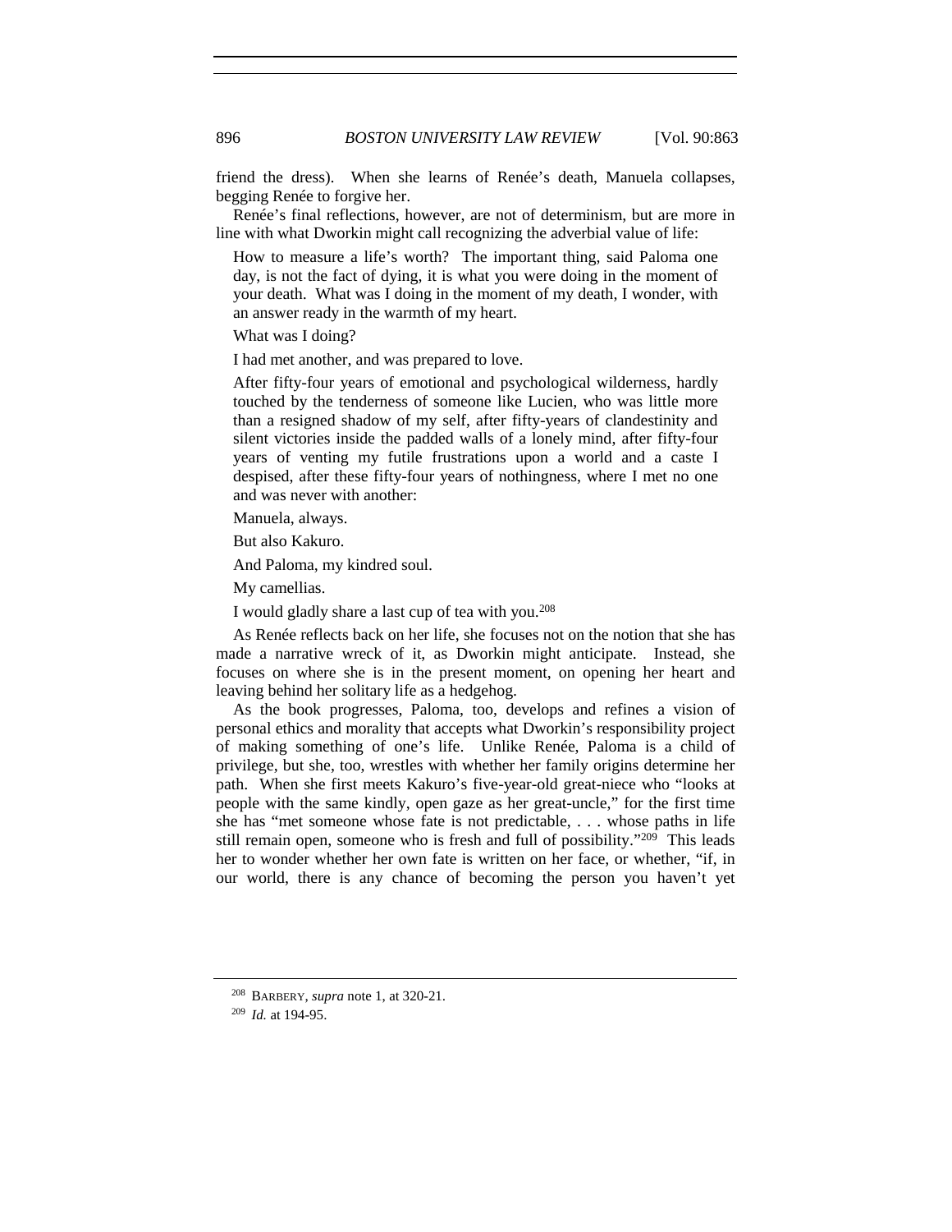friend the dress). When she learns of Renée's death, Manuela collapses, begging Renée to forgive her.

Renée's final reflections, however, are not of determinism, but are more in line with what Dworkin might call recognizing the adverbial value of life:

> How to measure a life's worth? The important thing, said Paloma one day, is not the fact of dying, it is what you were doing in the moment of your death. What was I doing in the moment of my death, I wonder, with an answer ready in the warmth of my heart.
>
> What was I doing?
>
> I had met another, and was prepared to love.
>
> After fifty-four years of emotional and psychological wilderness, hardly touched by the tenderness of someone like Lucien, who was little more than a resigned shadow of my self, after fifty-years of clandestinity and silent victories inside the padded walls of a lonely mind, after fifty-four years of venting my futile frustrations upon a world and a caste I despised, after these fifty-four years of nothingness, where I met no one and was never with another:
>
> Manuela, always.
>
> But also Kakuro.
>
> And Paloma, my kindred soul.
>
> My camellias.
>
> I would gladly share a last cup of tea with you.[208]

As Renée reflects back on her life, she focuses not on the notion that she has made a narrative wreck of it, as Dworkin might anticipate. Instead, she focuses on where she is in the present moment, on opening her heart and leaving behind her solitary life as a hedgehog.

As the book progresses, Paloma, too, develops and refines a vision of personal ethics and morality that accepts what Dworkin's responsibility project of making something of one's life. Unlike Renée, Paloma is a child of privilege, but she, too, wrestles with whether her family origins determine her path. When she first meets Kakuro's five-year-old great-niece who "looks at people with the same kindly, open gaze as her great-uncle," for the first time she has "met someone whose fate is not predictable, . . . whose paths in life still remain open, someone who is fresh and full of possibility."[209] This leads her to wonder whether her own fate is written on her face, or whether, "if, in our world, there is any chance of becoming the person you haven't yet

---

[208] BARBERY, *supra* note 1, at 320-21.

[209] *Id.* at 194-95.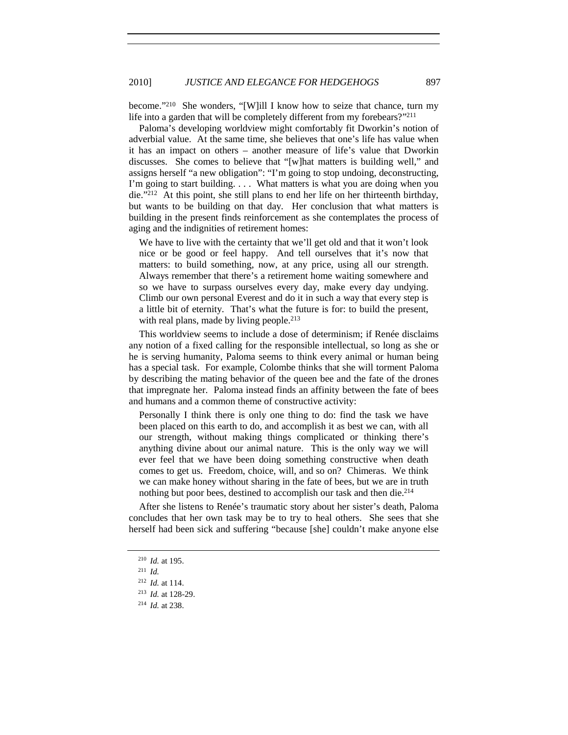become."[210] She wonders, "[W]ill I know how to seize that chance, turn my life into a garden that will be completely different from my forebears?"[211]

Paloma's developing worldview might comfortably fit Dworkin's notion of adverbial value. At the same time, she believes that one's life has value when it has an impact on others – another measure of life's value that Dworkin discusses. She comes to believe that "[w]hat matters is building well," and assigns herself "a new obligation": "I'm going to stop undoing, deconstructing, I'm going to start building. . . . What matters is what you are doing when you die."[212] At this point, she still plans to end her life on her thirteenth birthday, but wants to be building on that day. Her conclusion that what matters is building in the present finds reinforcement as she contemplates the process of aging and the indignities of retirement homes:

> We have to live with the certainty that we'll get old and that it won't look nice or be good or feel happy. And tell ourselves that it's now that matters: to build something, now, at any price, using all our strength. Always remember that there's a retirement home waiting somewhere and so we have to surpass ourselves every day, make every day undying. Climb our own personal Everest and do it in such a way that every step is a little bit of eternity. That's what the future is for: to build the present, with real plans, made by living people.[213]

This worldview seems to include a dose of determinism; if Renée disclaims any notion of a fixed calling for the responsible intellectual, so long as she or he is serving humanity, Paloma seems to think every animal or human being has a special task. For example, Colombe thinks that she will torment Paloma by describing the mating behavior of the queen bee and the fate of the drones that impregnate her. Paloma instead finds an affinity between the fate of bees and humans and a common theme of constructive activity:

> Personally I think there is only one thing to do: find the task we have been placed on this earth to do, and accomplish it as best we can, with all our strength, without making things complicated or thinking there's anything divine about our animal nature. This is the only way we will ever feel that we have been doing something constructive when death comes to get us. Freedom, choice, will, and so on? Chimeras. We think we can make honey without sharing in the fate of bees, but we are in truth nothing but poor bees, destined to accomplish our task and then die.[214]

After she listens to Renée's traumatic story about her sister's death, Paloma concludes that her own task may be to try to heal others. She sees that she herself had been sick and suffering "because [she] couldn't make anyone else

---

[210] *Id.* at 195.

[211] *Id.*

[212] *Id.* at 114.

[213] *Id.* at 128-29.

[214] *Id.* at 238.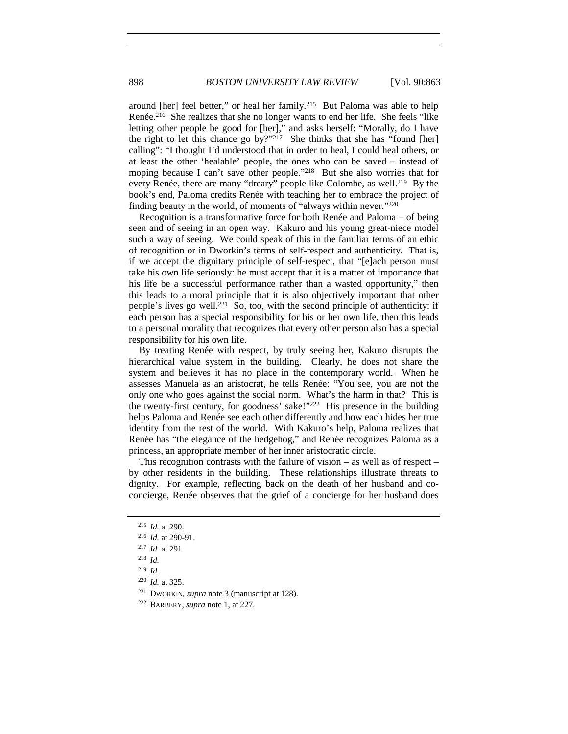around [her] feel better," or heal her family.[215] But Paloma was able to help Renée.[216] She realizes that she no longer wants to end her life. She feels "like letting other people be good for [her]," and asks herself: "Morally, do I have the right to let this chance go by?"[217] She thinks that she has "found [her] calling": "I thought I'd understood that in order to heal, I could heal others, or at least the other 'healable' people, the ones who can be saved – instead of moping because I can't save other people."[218] But she also worries that for every Renée, there are many "dreary" people like Colombe, as well.[219] By the book's end, Paloma credits Renée with teaching her to embrace the project of finding beauty in the world, of moments of "always within never."[220]

Recognition is a transformative force for both Renée and Paloma – of being seen and of seeing in an open way. Kakuro and his young great-niece model such a way of seeing. We could speak of this in the familiar terms of an ethic of recognition or in Dworkin's terms of self-respect and authenticity. That is, if we accept the dignitary principle of self-respect, that "[e]ach person must take his own life seriously: he must accept that it is a matter of importance that his life be a successful performance rather than a wasted opportunity," then this leads to a moral principle that it is also objectively important that other people's lives go well.[221] So, too, with the second principle of authenticity: if each person has a special responsibility for his or her own life, then this leads to a personal morality that recognizes that every other person also has a special responsibility for his own life.

By treating Renée with respect, by truly seeing her, Kakuro disrupts the hierarchical value system in the building. Clearly, he does not share the system and believes it has no place in the contemporary world. When he assesses Manuela as an aristocrat, he tells Renée: "You see, you are not the only one who goes against the social norm. What's the harm in that? This is the twenty-first century, for goodness' sake!"[222] His presence in the building helps Paloma and Renée see each other differently and how each hides her true identity from the rest of the world. With Kakuro's help, Paloma realizes that Renée has "the elegance of the hedgehog," and Renée recognizes Paloma as a princess, an appropriate member of her inner aristocratic circle.

This recognition contrasts with the failure of vision – as well as of respect – by other residents in the building. These relationships illustrate threats to dignity. For example, reflecting back on the death of her husband and co-concierge, Renée observes that the grief of a concierge for her husband does

---

[215] *Id.* at 290.

[216] *Id.* at 290-91.

[217] *Id.* at 291.

[218] *Id.*

[219] *Id.*

[220] *Id.* at 325.

[221] DWORKIN, *supra* note 3 (manuscript at 128).

[222] BARBERY, *supra* note 1, at 227.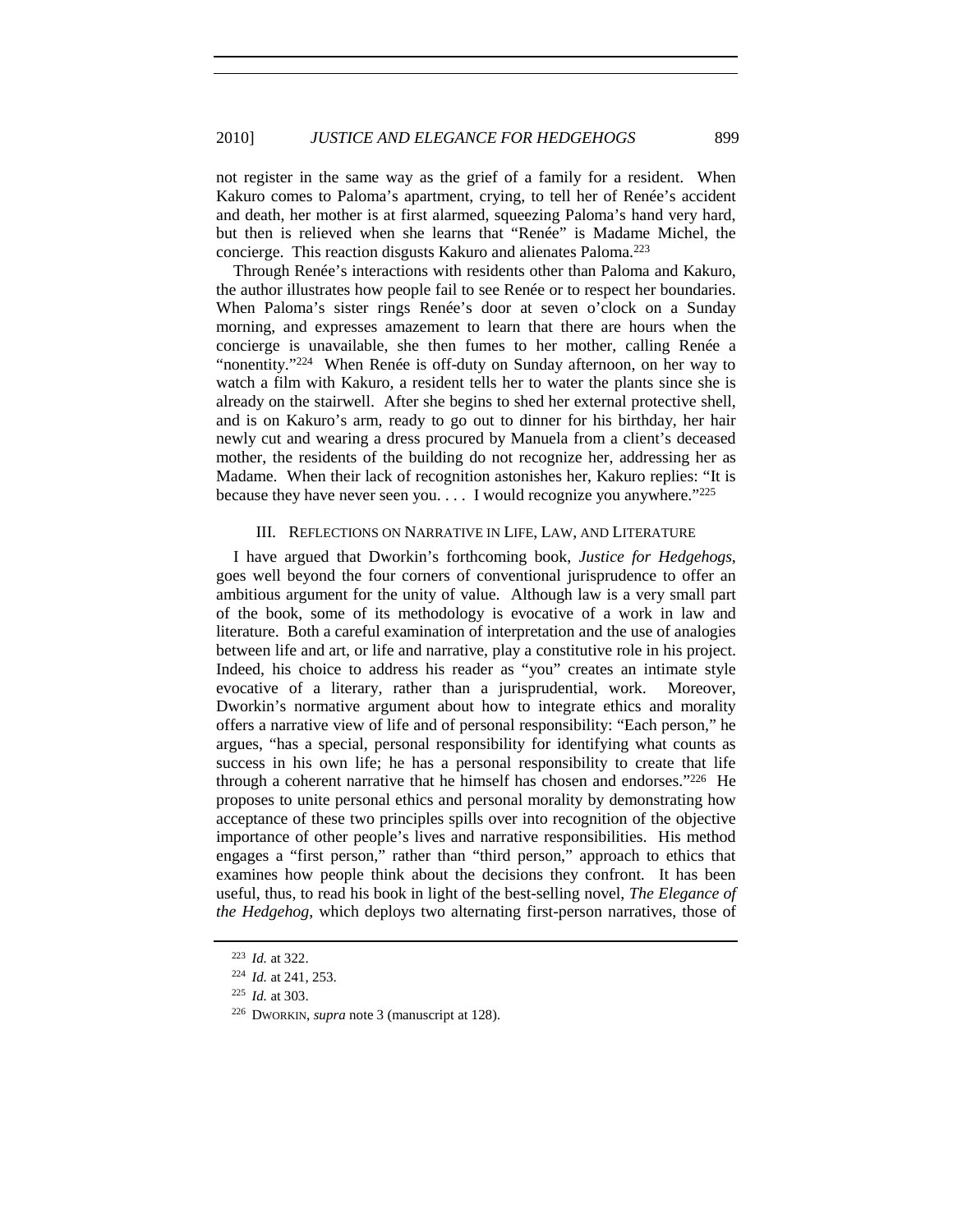not register in the same way as the grief of a family for a resident. When Kakuro comes to Paloma's apartment, crying, to tell her of Renée's accident and death, her mother is at first alarmed, squeezing Paloma's hand very hard, but then is relieved when she learns that "Renée" is Madame Michel, the concierge. This reaction disgusts Kakuro and alienates Paloma.[223]

Through Renée's interactions with residents other than Paloma and Kakuro, the author illustrates how people fail to see Renée or to respect her boundaries. When Paloma's sister rings Renée's door at seven o'clock on a Sunday morning, and expresses amazement to learn that there are hours when the concierge is unavailable, she then fumes to her mother, calling Renée a "nonentity."[224] When Renée is off-duty on Sunday afternoon, on her way to watch a film with Kakuro, a resident tells her to water the plants since she is already on the stairwell. After she begins to shed her external protective shell, and is on Kakuro's arm, ready to go out to dinner for his birthday, her hair newly cut and wearing a dress procured by Manuela from a client's deceased mother, the residents of the building do not recognize her, addressing her as Madame. When their lack of recognition astonishes her, Kakuro replies: "It is because they have never seen you. . . . I would recognize you anywhere."[225]

## III. REFLECTIONS ON NARRATIVE IN LIFE, LAW, AND LITERATURE

I have argued that Dworkin's forthcoming book, *Justice for Hedgehogs*, goes well beyond the four corners of conventional jurisprudence to offer an ambitious argument for the unity of value. Although law is a very small part of the book, some of its methodology is evocative of a work in law and literature. Both a careful examination of interpretation and the use of analogies between life and art, or life and narrative, play a constitutive role in his project. Indeed, his choice to address his reader as "you" creates an intimate style evocative of a literary, rather than a jurisprudential, work. Moreover, Dworkin's normative argument about how to integrate ethics and morality offers a narrative view of life and of personal responsibility: "Each person," he argues, "has a special, personal responsibility for identifying what counts as success in his own life; he has a personal responsibility to create that life through a coherent narrative that he himself has chosen and endorses."[226] He proposes to unite personal ethics and personal morality by demonstrating how acceptance of these two principles spills over into recognition of the objective importance of other people's lives and narrative responsibilities. His method engages a "first person," rather than "third person," approach to ethics that examines how people think about the decisions they confront. It has been useful, thus, to read his book in light of the best-selling novel, *The Elegance of the Hedgehog*, which deploys two alternating first-person narratives, those of

---

[223] *Id.* at 322.

[224] *Id.* at 241, 253.

[225] *Id.* at 303.

[226] DWORKIN, *supra* note 3 (manuscript at 128).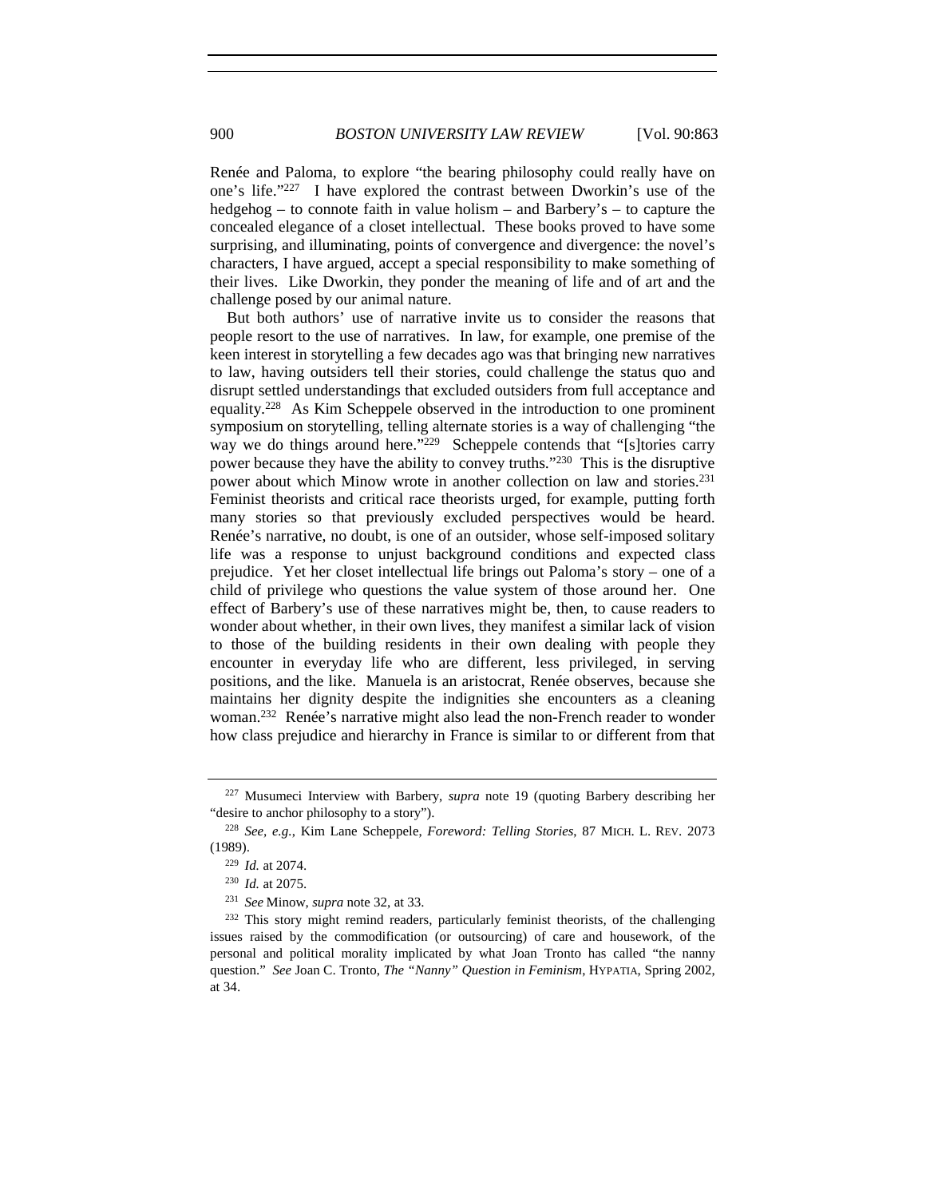Renée and Paloma, to explore "the bearing philosophy could really have on one's life."[227] I have explored the contrast between Dworkin's use of the hedgehog – to connote faith in value holism – and Barbery's – to capture the concealed elegance of a closet intellectual. These books proved to have some surprising, and illuminating, points of convergence and divergence: the novel's characters, I have argued, accept a special responsibility to make something of their lives. Like Dworkin, they ponder the meaning of life and of art and the challenge posed by our animal nature.

But both authors' use of narrative invite us to consider the reasons that people resort to the use of narratives. In law, for example, one premise of the keen interest in storytelling a few decades ago was that bringing new narratives to law, having outsiders tell their stories, could challenge the status quo and disrupt settled understandings that excluded outsiders from full acceptance and equality.[228] As Kim Scheppele observed in the introduction to one prominent symposium on storytelling, telling alternate stories is a way of challenging "the way we do things around here."[229] Scheppele contends that "[s]tories carry power because they have the ability to convey truths."[230] This is the disruptive power about which Minow wrote in another collection on law and stories.[231] Feminist theorists and critical race theorists urged, for example, putting forth many stories so that previously excluded perspectives would be heard. Renée's narrative, no doubt, is one of an outsider, whose self-imposed solitary life was a response to unjust background conditions and expected class prejudice. Yet her closet intellectual life brings out Paloma's story – one of a child of privilege who questions the value system of those around her. One effect of Barbery's use of these narratives might be, then, to cause readers to wonder about whether, in their own lives, they manifest a similar lack of vision to those of the building residents in their own dealing with people they encounter in everyday life who are different, less privileged, in serving positions, and the like. Manuela is an aristocrat, Renée observes, because she maintains her dignity despite the indignities she encounters as a cleaning woman.[232] Renée's narrative might also lead the non-French reader to wonder how class prejudice and hierarchy in France is similar to or different from that

---

[227] Musumeci Interview with Barbery, *supra* note 19 (quoting Barbery describing her "desire to anchor philosophy to a story").

[228] *See, e.g.*, Kim Lane Scheppele, *Foreword: Telling Stories*, 87 MICH. L. REV. 2073 (1989).

[229] *Id.* at 2074.

[230] *Id.* at 2075.

[231] *See* Minow, *supra* note 32, at 33.

[232] This story might remind readers, particularly feminist theorists, of the challenging issues raised by the commodification (or outsourcing) of care and housework, of the personal and political morality implicated by what Joan Tronto has called "the nanny question." *See* Joan C. Tronto, *The "Nanny" Question in Feminism*, HYPATIA, Spring 2002, at 34.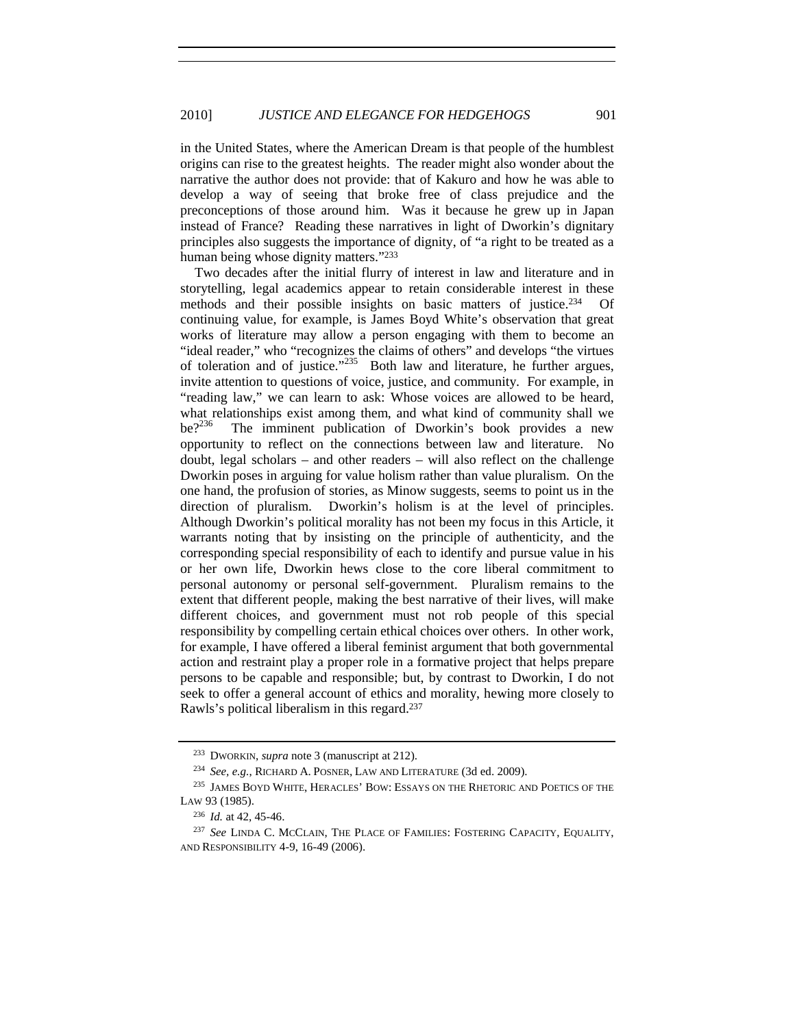in the United States, where the American Dream is that people of the humblest origins can rise to the greatest heights. The reader might also wonder about the narrative the author does not provide: that of Kakuro and how he was able to develop a way of seeing that broke free of class prejudice and the preconceptions of those around him. Was it because he grew up in Japan instead of France? Reading these narratives in light of Dworkin's dignitary principles also suggests the importance of dignity, of "a right to be treated as a human being whose dignity matters."[233]

Two decades after the initial flurry of interest in law and literature and in storytelling, legal academics appear to retain considerable interest in these methods and their possible insights on basic matters of justice.[234] Of continuing value, for example, is James Boyd White's observation that great works of literature may allow a person engaging with them to become an "ideal reader," who "recognizes the claims of others" and develops "the virtues of toleration and of justice."[235] Both law and literature, he further argues, invite attention to questions of voice, justice, and community. For example, in "reading law," we can learn to ask: Whose voices are allowed to be heard, what relationships exist among them, and what kind of community shall we be?[236] The imminent publication of Dworkin's book provides a new opportunity to reflect on the connections between law and literature. No doubt, legal scholars – and other readers – will also reflect on the challenge Dworkin poses in arguing for value holism rather than value pluralism. On the one hand, the profusion of stories, as Minow suggests, seems to point us in the direction of pluralism. Dworkin's holism is at the level of principles. Although Dworkin's political morality has not been my focus in this Article, it warrants noting that by insisting on the principle of authenticity, and the corresponding special responsibility of each to identify and pursue value in his or her own life, Dworkin hews close to the core liberal commitment to personal autonomy or personal self-government. Pluralism remains to the extent that different people, making the best narrative of their lives, will make different choices, and government must not rob people of this special responsibility by compelling certain ethical choices over others. In other work, for example, I have offered a liberal feminist argument that both governmental action and restraint play a proper role in a formative project that helps prepare persons to be capable and responsible; but, by contrast to Dworkin, I do not seek to offer a general account of ethics and morality, hewing more closely to Rawls's political liberalism in this regard.[237]

---

[233] DWORKIN, *supra* note 3 (manuscript at 212).

[234] *See, e.g.*, RICHARD A. POSNER, LAW AND LITERATURE (3d ed. 2009).

[235] JAMES BOYD WHITE, HERACLES' BOW: ESSAYS ON THE RHETORIC AND POETICS OF THE LAW 93 (1985).

[236] *Id.* at 42, 45-46.

[237] *See* LINDA C. MCCLAIN, THE PLACE OF FAMILIES: FOSTERING CAPACITY, EQUALITY, AND RESPONSIBILITY 4-9, 16-49 (2006).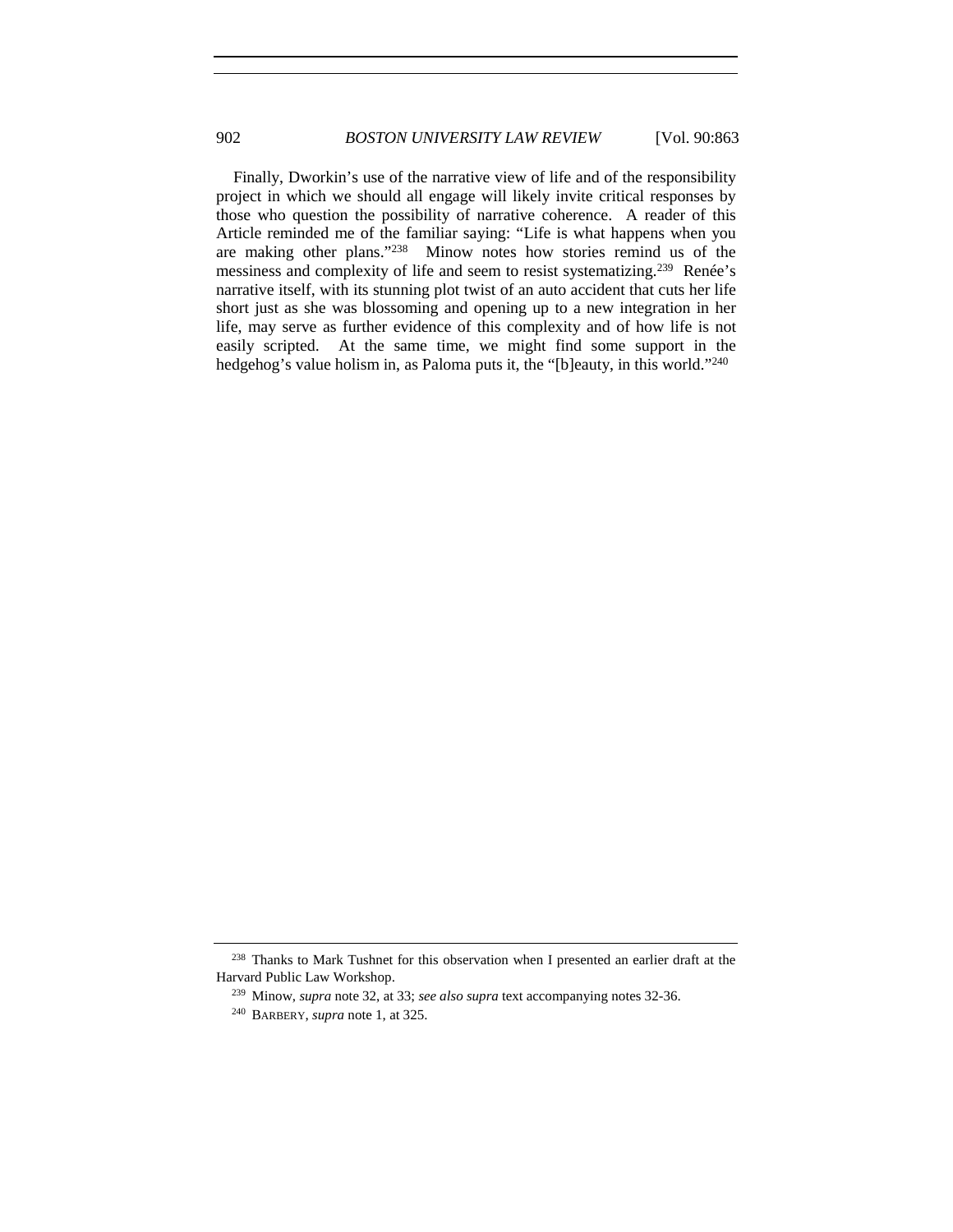Finally, Dworkin's use of the narrative view of life and of the responsibility project in which we should all engage will likely invite critical responses by those who question the possibility of narrative coherence. A reader of this Article reminded me of the familiar saying: "Life is what happens when you are making other plans."[238] Minow notes how stories remind us of the messiness and complexity of life and seem to resist systematizing.[239] Renée's narrative itself, with its stunning plot twist of an auto accident that cuts her life short just as she was blossoming and opening up to a new integration in her life, may serve as further evidence of this complexity and of how life is not easily scripted. At the same time, we might find some support in the hedgehog's value holism in, as Paloma puts it, the "[b]eauty, in this world."[240]

---

[238] Thanks to Mark Tushnet for this observation when I presented an earlier draft at the Harvard Public Law Workshop.

[239] Minow, *supra* note 32, at 33; *see also supra* text accompanying notes 32-36.

[240] BARBERY, *supra* note 1, at 325.